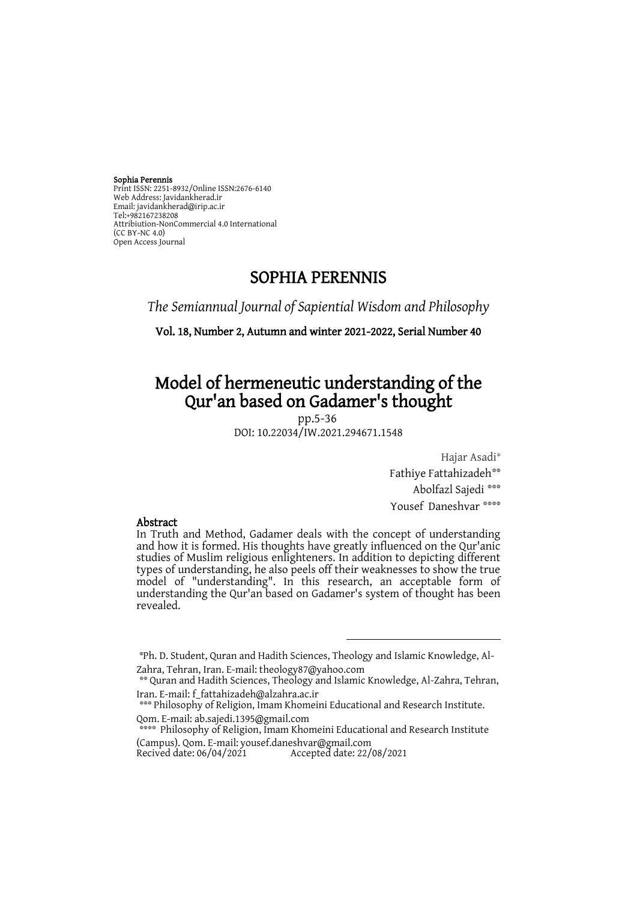**Sophia Perennis**
Print ISSN: 2251-8932/Online ISSN:2676-6140
Web Address: Javidankherad.ir
Email: javidankherad@irip.ac.ir
Tel:+982167238208
Attribiution-NonCommercial 4.0 International
(CC BY-NC 4.0)
Open Access Journal

# SOPHIA PERENNIS

*The Semiannual Journal of Sapiential Wisdom and Philosophy*

**Vol. 18, Number 2, Autumn and winter 2021-2022, Serial Number 40**

# Model of hermeneutic understanding of the Qur'an based on Gadamer's thought

pp.5-36
DOI: 10.22034/IW.2021.294671.1548

Hajar Asadi[*]
Fathiye Fattahizadeh[**]
Abolfazl Sajedi[***]
Yousef Daneshvar[****]

## Abstract

In Truth and Method, Gadamer deals with the concept of understanding and how it is formed. His thoughts have greatly influenced on the Qur'anic studies of Muslim religious enlighteners. In addition to depicting different types of understanding, he also peels off their weaknesses to show the true model of "understanding". In this research, an acceptable form of understanding the Qur'an based on Gadamer's system of thought has been revealed.

---

[*] Ph. D. Student, Quran and Hadith Sciences, Theology and Islamic Knowledge, Al-Zahra, Tehran, Iran. E-mail: theology87@yahoo.com

[**] Quran and Hadith Sciences, Theology and Islamic Knowledge, Al-Zahra, Tehran, Iran. E-mail: f_fattahizadeh@alzahra.ac.ir

[***] Philosophy of Religion, Imam Khomeini Educational and Research Institute. Qom. E-mail: ab.sajedi.1395@gmail.com

[****] Philosophy of Religion, Imam Khomeini Educational and Research Institute (Campus). Qom. E-mail: yousef.daneshvar@gmail.com

Recived date: 06/04/2021 Accepted date: 22/08/2021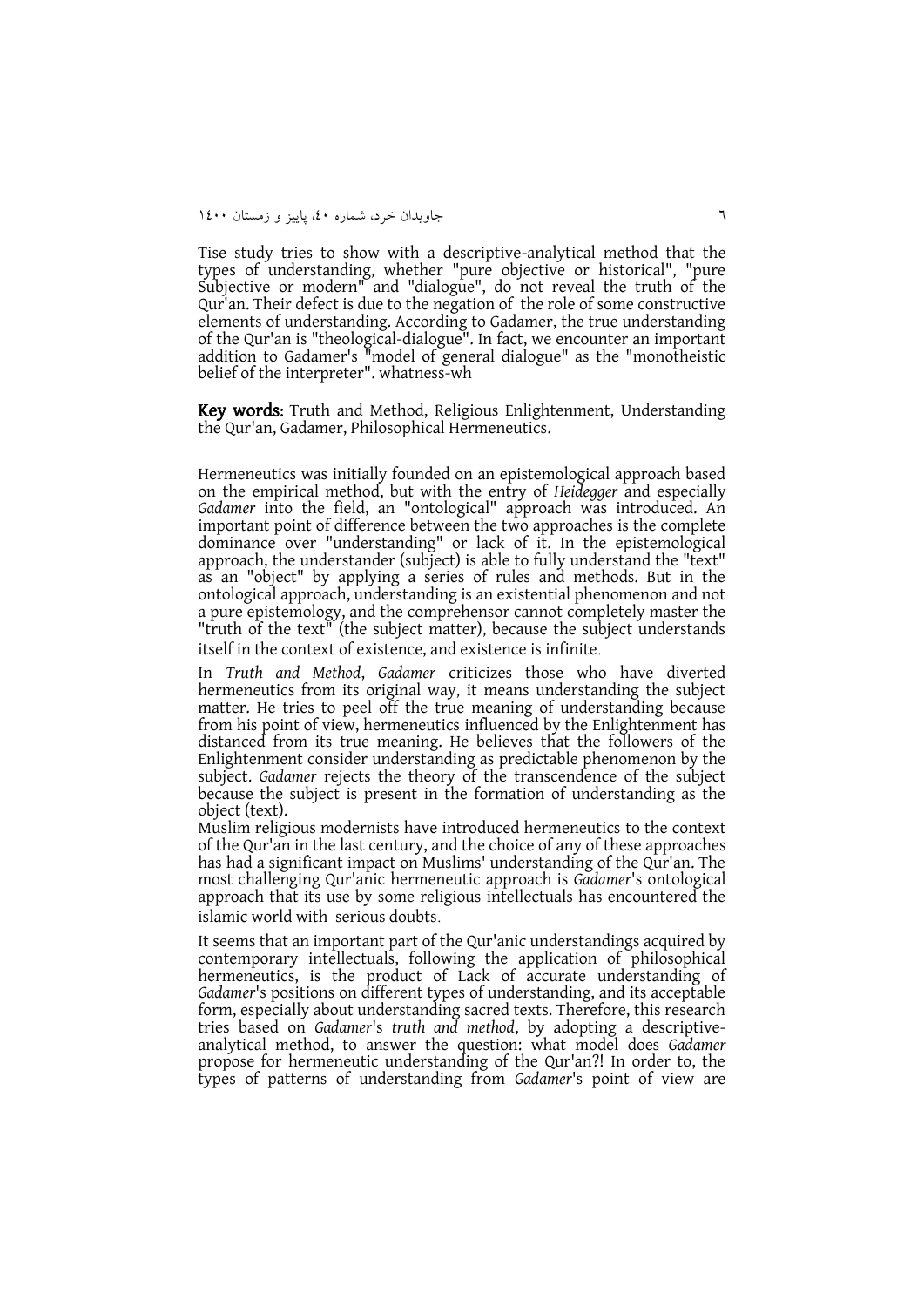Tise study tries to show with a descriptive-analytical method that the types of understanding, whether "pure objective or historical", "pure Subjective or modern" and "dialogue", do not reveal the truth of the Qur'an. Their defect is due to the negation of the role of some constructive elements of understanding. According to Gadamer, the true understanding of the Qur'an is "theological-dialogue". In fact, we encounter an important addition to Gadamer's "model of general dialogue" as the "monotheistic belief of the interpreter". whatness-wh

**Key words:** Truth and Method, Religious Enlightenment, Understanding the Qur'an, Gadamer, Philosophical Hermeneutics.

Hermeneutics was initially founded on an epistemological approach based on the empirical method, but with the entry of *Heidegger* and especially *Gadamer* into the field, an "ontological" approach was introduced. An important point of difference between the two approaches is the complete dominance over "understanding" or lack of it. In the epistemological approach, the understander (subject) is able to fully understand the "text" as an "object" by applying a series of rules and methods. But in the ontological approach, understanding is an existential phenomenon and not a pure epistemology, and the comprehensor cannot completely master the "truth of the text" (the subject matter), because the subject understands itself in the context of existence, and existence is infinite.

In *Truth and Method*, *Gadamer* criticizes those who have diverted hermeneutics from its original way, it means understanding the subject matter. He tries to peel off the true meaning of understanding because from his point of view, hermeneutics influenced by the Enlightenment has distanced from its true meaning. He believes that the followers of the Enlightenment consider understanding as predictable phenomenon by the subject. *Gadamer* rejects the theory of the transcendence of the subject because the subject is present in the formation of understanding as the object (text).

Muslim religious modernists have introduced hermeneutics to the context of the Qur'an in the last century, and the choice of any of these approaches has had a significant impact on Muslims' understanding of the Qur'an. The most challenging Qur'anic hermeneutic approach is *Gadamer*'s ontological approach that its use by some religious intellectuals has encountered the islamic world with serious doubts.

It seems that an important part of the Qur'anic understandings acquired by contemporary intellectuals, following the application of philosophical hermeneutics, is the product of Lack of accurate understanding of *Gadamer*'s positions on different types of understanding, and its acceptable form, especially about understanding sacred texts. Therefore, this research tries based on *Gadamer*'s *truth and method*, by adopting a descriptive-analytical method, to answer the question: what model does *Gadamer* propose for hermeneutic understanding of the Qur'an?! In order to, the types of patterns of understanding from *Gadamer*'s point of view are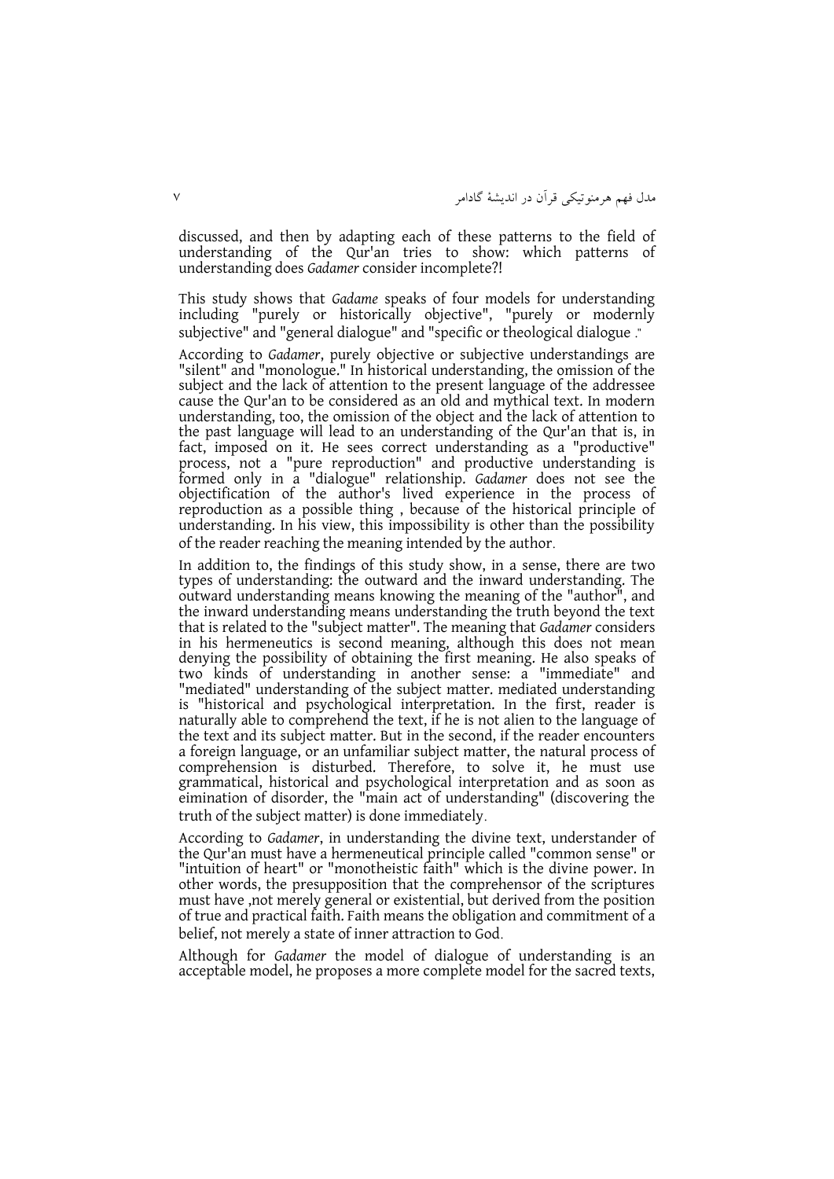discussed, and then by adapting each of these patterns to the field of understanding of the Qur'an tries to show: which patterns of understanding does *Gadamer* consider incomplete?!

This study shows that *Gadame* speaks of four models for understanding including "purely or historically objective", "purely or modernly subjective" and "general dialogue" and "specific or theological dialogue ."

According to *Gadamer*, purely objective or subjective understandings are "silent" and "monologue." In historical understanding, the omission of the subject and the lack of attention to the present language of the addressee cause the Qur'an to be considered as an old and mythical text. In modern understanding, too, the omission of the object and the lack of attention to the past language will lead to an understanding of the Qur'an that is, in fact, imposed on it. He sees correct understanding as a "productive" process, not a "pure reproduction" and productive understanding is formed only in a "dialogue" relationship. *Gadamer* does not see the objectification of the author's lived experience in the process of reproduction as a possible thing , because of the historical principle of understanding. In his view, this impossibility is other than the possibility of the reader reaching the meaning intended by the author.

In addition to, the findings of this study show, in a sense, there are two types of understanding: the outward and the inward understanding. The outward understanding means knowing the meaning of the "author", and the inward understanding means understanding the truth beyond the text that is related to the "subject matter". The meaning that *Gadamer* considers in his hermeneutics is second meaning, although this does not mean denying the possibility of obtaining the first meaning. He also speaks of two kinds of understanding in another sense: a "immediate" and "mediated" understanding of the subject matter. mediated understanding is "historical and psychological interpretation. In the first, reader is naturally able to comprehend the text, if he is not alien to the language of the text and its subject matter. But in the second, if the reader encounters a foreign language, or an unfamiliar subject matter, the natural process of comprehension is disturbed. Therefore, to solve it, he must use grammatical, historical and psychological interpretation and as soon as eimination of disorder, the "main act of understanding" (discovering the truth of the subject matter) is done immediately.

According to *Gadamer*, in understanding the divine text, understander of the Qur'an must have a hermeneutical principle called "common sense" or "intuition of heart" or "monotheistic faith" which is the divine power. In other words, the presupposition that the comprehensor of the scriptures must have ,not merely general or existential, but derived from the position of true and practical faith. Faith means the obligation and commitment of a belief, not merely a state of inner attraction to God.

Although for *Gadamer* the model of dialogue of understanding is an acceptable model, he proposes a more complete model for the sacred texts,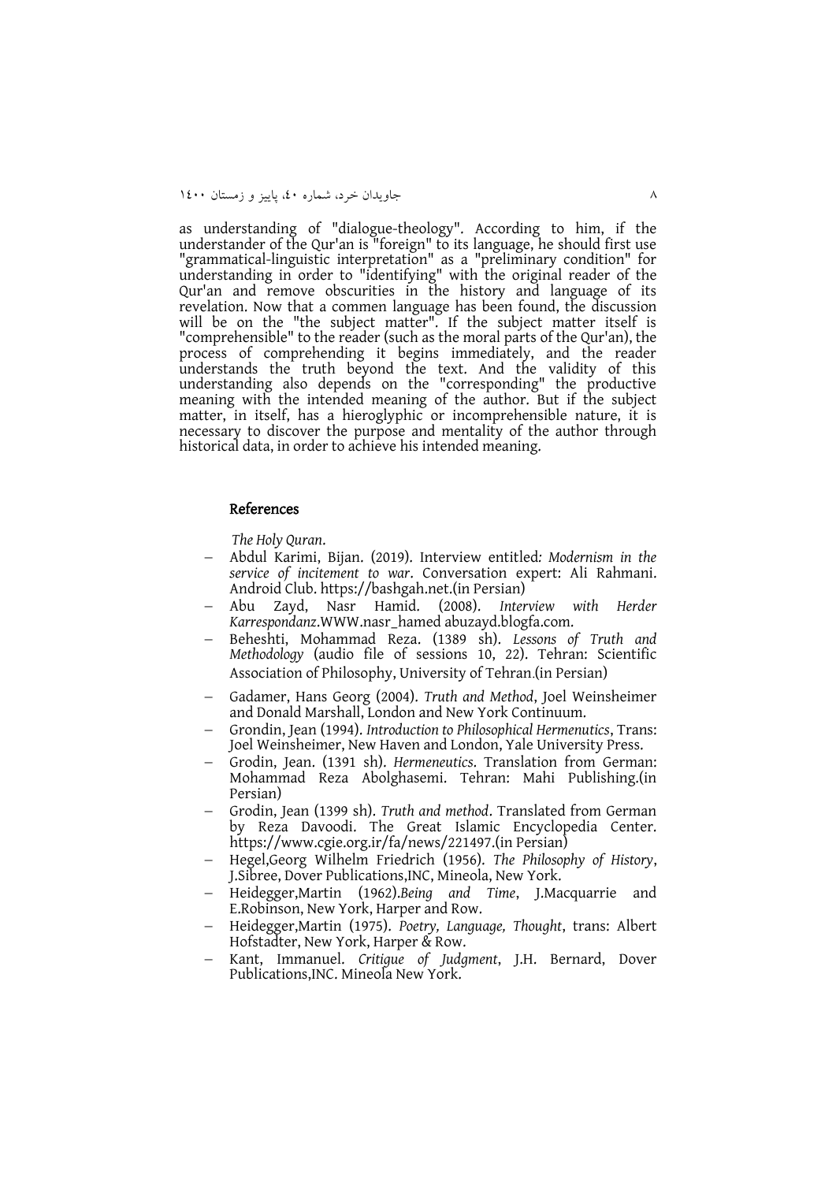as understanding of "dialogue-theology". According to him, if the understander of the Qur'an is "foreign" to its language, he should first use "grammatical-linguistic interpretation" as a "preliminary condition" for understanding in order to "identifying" with the original reader of the Qur'an and remove obscurities in the history and language of its revelation. Now that a commen language has been found, the discussion will be on the "the subject matter". If the subject matter itself is "comprehensible" to the reader (such as the moral parts of the Qur'an), the process of comprehending it begins immediately, and the reader understands the truth beyond the text. And the validity of this understanding also depends on the "corresponding" the productive meaning with the intended meaning of the author. But if the subject matter, in itself, has a hieroglyphic or incomprehensible nature, it is necessary to discover the purpose and mentality of the author through historical data, in order to achieve his intended meaning.

## References

*The Holy Quran*.

- Abdul Karimi, Bijan. (2019). Interview entitled*: Modernism in the service of incitement to war*. Conversation expert: Ali Rahmani. Android Club. https://bashgah.net.(in Persian)
- Abu Zayd, Nasr Hamid. (2008). *Interview with Herder Karrespondanz*.WWW.nasr_hamed abuzayd.blogfa.com.
- Beheshti, Mohammad Reza. (1389 sh). *Lessons of Truth and Methodology* (audio file of sessions 10, 22). Tehran: Scientific Association of Philosophy, University of Tehran.(in Persian)
- Gadamer, Hans Georg (2004). *Truth and Method*, Joel Weinsheimer and Donald Marshall, London and New York Continuum.
- Grondin, Jean (1994). *Introduction to Philosophical Hermenutics*, Trans: Joel Weinsheimer, New Haven and London, Yale University Press.
- Grodin, Jean. (1391 sh). *Hermeneutics*. Translation from German: Mohammad Reza Abolghasemi. Tehran: Mahi Publishing.(in Persian)
- Grodin, Jean (1399 sh). *Truth and method*. Translated from German by Reza Davoodi. The Great Islamic Encyclopedia Center. https://www.cgie.org.ir/fa/news/221497.(in Persian)
- Hegel,Georg Wilhelm Friedrich (1956). *The Philosophy of History*, J.Sibree, Dover Publications,INC, Mineola, New York.
- Heidegger,Martin (1962).*Being and Time*, J.Macquarrie and E.Robinson, New York, Harper and Row.
- Heidegger,Martin (1975). *Poetry, Language, Thought*, trans: Albert Hofstadter, New York, Harper & Row.
- Kant, Immanuel. *Critique of Judgment*, J.H. Bernard, Dover Publications,INC. Mineola New York.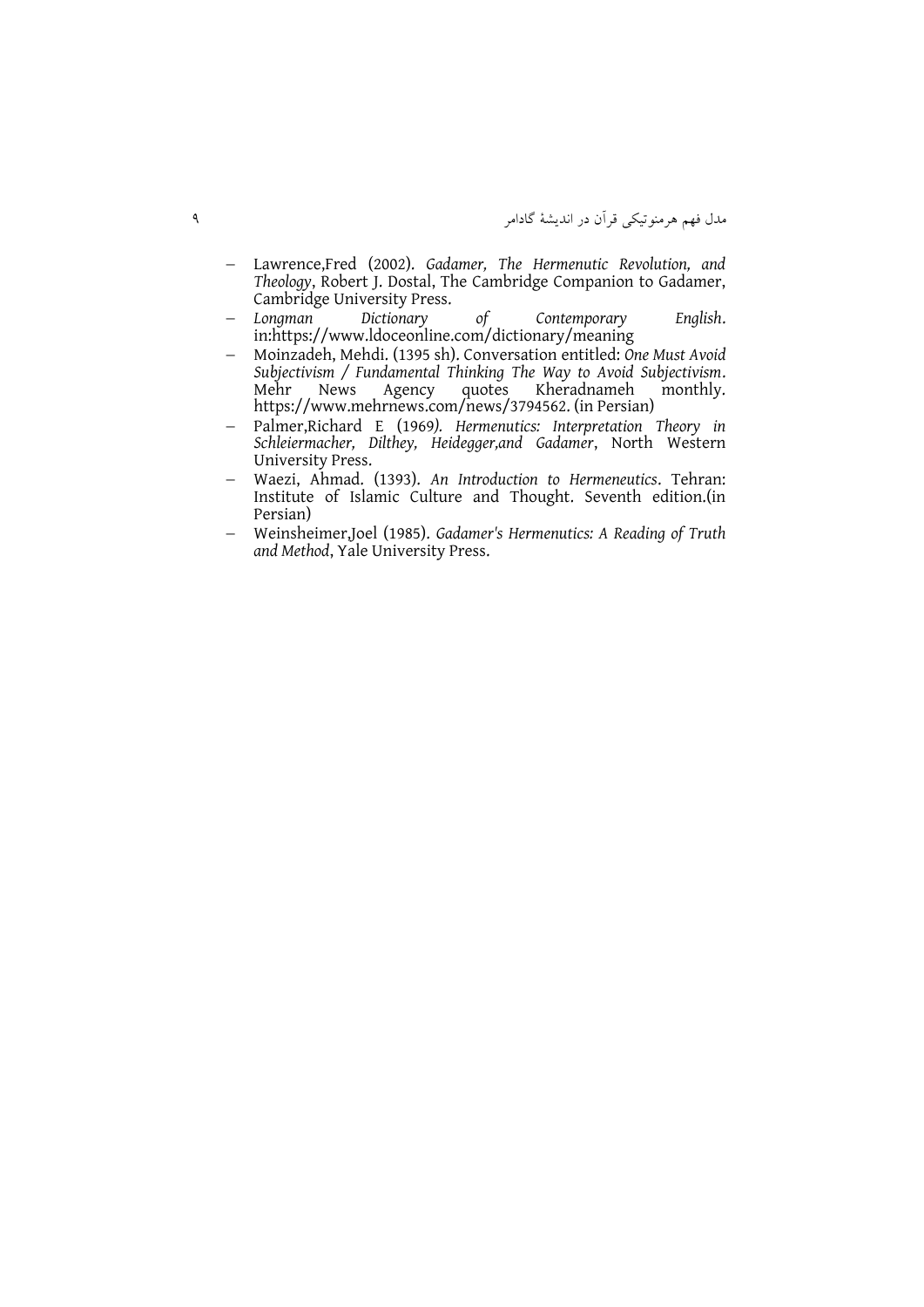- Lawrence,Fred (2002). *Gadamer, The Hermenutic Revolution, and Theology*, Robert J. Dostal, The Cambridge Companion to Gadamer, Cambridge University Press.
- *Longman Dictionary of Contemporary English*. in:https://www.ldoceonline.com/dictionary/meaning
- Moinzadeh, Mehdi. (1395 sh). Conversation entitled: *One Must Avoid Subjectivism / Fundamental Thinking The Way to Avoid Subjectivism*. Mehr News Agency quotes Kheradnameh monthly. https://www.mehrnews.com/news/3794562. (in Persian)
- Palmer,Richard E (1969). *Hermenutics: Interpretation Theory in Schleiermacher, Dilthey, Heidegger,and Gadamer*, North Western University Press.
- Waezi, Ahmad. (1393). *An Introduction to Hermeneutics*. Tehran: Institute of Islamic Culture and Thought. Seventh edition.(in Persian)
- Weinsheimer,Joel (1985). *Gadamer's Hermenutics: A Reading of Truth and Method*, Yale University Press.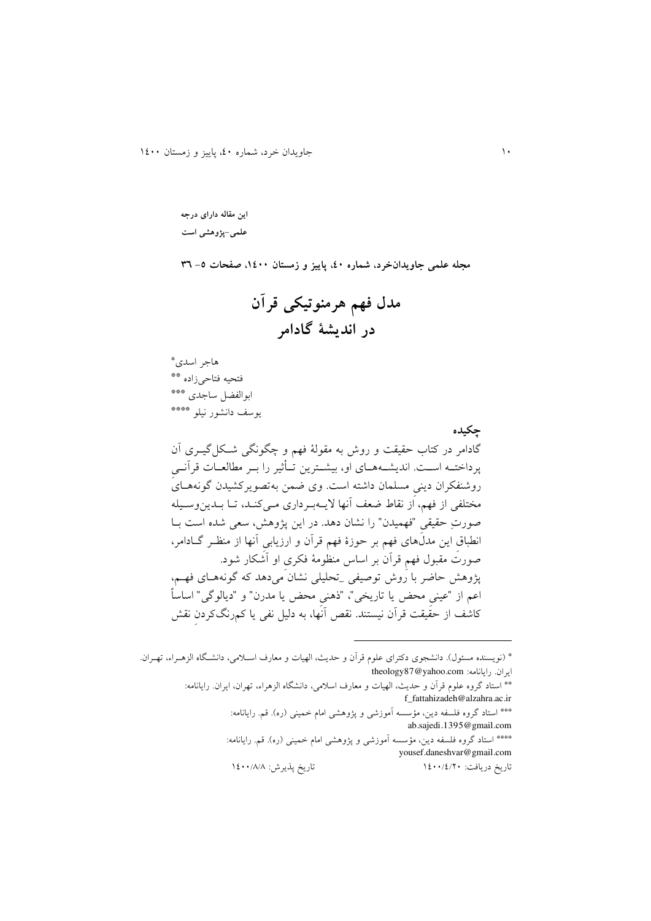این مقاله دارای درجه علمی-پژوهشی است

**مجله علمی جاویدان‌خرد، شماره ٤٠، پاییز و زمستان ١٤٠٠، صفحات ٥- ٣٦**

# مدل فهم هرمنوتیکی قرآن در اندیشهٔ گادامر

هاجر اسدی*

فتحیه فتاحی‌زاده **

ابوالفضل ساجدی ***

یوسف دانشور نیلو ****

## چکیده

گادامر در کتاب حقیقت و روش به مقولهٔ فهم و چگونگی شکل‌گیری آن پرداخته است. اندیشه‌های او، بیشترین تأثیر را بر مطالعات قرآنی روشنفکران دینی مسلمان داشته است. وی ضمن به‌تصویرکشیدن گونه‌های مختلفی از فهم، از نقاط ضعف آنها لایه‌برداری می‌کند، تا بدین‌وسیله صورتِ حقیقیِ "فهمیدن" را نشان دهد. در این پژوهش، سعی شده است با انطباقِ این مدل‌های فهم بر حوزهٔ فهم قرآن و ارزیابیِ آنها از منظر گادامر، صورتِ مقبول فهمِ قرآن بر اساس منظومهٔ فکری او آشکار شود.

پژوهش حاضر با روش توصیفی _تحلیلی نشان می‌دهد که گونه‌های فهم، اعم از "عینیِ محض یا تاریخی"، "ذهنیِ محض یا مدرن" و "دیالوگی" اساساً کاشف از حقیقت قرآن نیستند. نقص آنها، به دلیل نفی یا کم‌رنگ‌کردنِ نقش

---

* (نویسنده مسئول). دانشجوی دکترای علوم قرآن و حدیث، الهیات و معارف اسلامی، دانشگاه الزهراء، تهران. ایران. رایانامه: theology87@yahoo.com

** استاد گروه علوم قرآن و حدیث، الهیات و معارف اسلامی، دانشگاه الزهراء، تهران، ایران. رایانامه: f_fattahizadeh@alzahra.ac.ir

*** استاد گروه فلسفه دین، مؤسسه آموزشی و پژوهشی امام خمینی (ره). قم. رایانامه: ab.sajedi.1395@gmail.com

**** استاد گروه فلسفه دین، مؤسسه آموزشی و پژوهشی امام خمینی (ره). قم. رایانامه: yousef.daneshvar@gmail.com

تاریخ دریافت: ١٤٠٠/٤/٢٠ تاریخ پذیرش: ١٤٠٠/٨/٨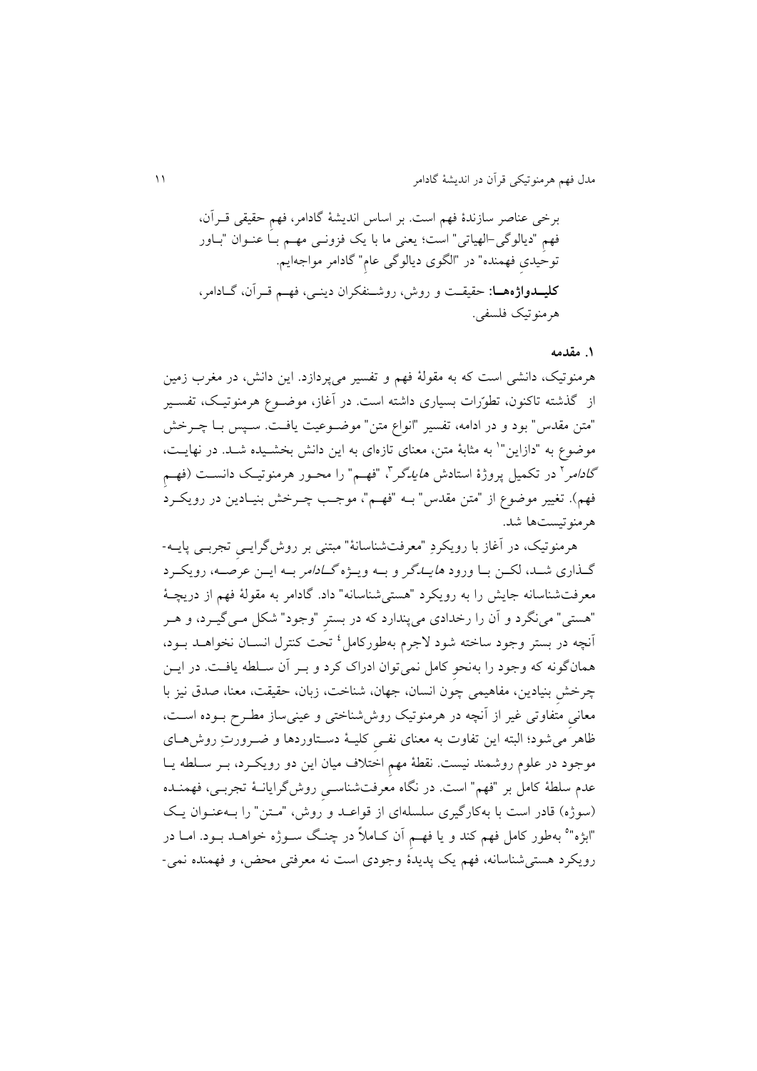برخی عناصر سازندهٔ فهم است. بر اساس اندیشهٔ گادامر، فهمِ حقیقی قرآن، فهمِ "دیالوگی–الهیاتی" است؛ یعنی ما با یک فزونی مهم با عنوان "باور توحیدیِ فهمنده" در "الگوی دیالوگیِ عام" گادامر مواجهایم.

**کلیدواژه‌ها:** حقیقت و روش، روشنفکران دینی، فهم قرآن، گادامر، هرمنوتیک فلسفی.

## ۱. مقدمه

هرمنوتیک، دانشی است که به مقولهٔ فهم و تفسیر می‌پردازد. این دانش، در مغرب زمین از گذشته تاکنون، تطوّرات بسیاری داشته است. در آغاز، موضوع هرمنوتیک، تفسیر "متن مقدس" بود و در ادامه، تفسیر "انواع متن" موضوعیت یافت. سپس با چرخش موضوع به "دازاین"[1] به مثابهٔ متن، معنای تازه‌ای به این دانش بخشیده شد. در نهایت، *گادامر*[2] در تکمیل پروژهٔ استادش *هایدگر*[3]، "فهم" را محور هرمنوتیک دانست (فهمِ فهم). تغییر موضوع از "متن مقدس" به "فهم"، موجب چرخش بنیادین در رویکرد هرمنوتیست‌ها شد.

هرمنوتیک، در آغاز با رویکردِ "معرفت‌شناسانهٔ" مبتنی بر روش‌گرایی تجربی پایه‌گذاری شد، لکن با ورود *هایدگر* و به ویژه *گادامر* به این عرصه، رویکرد معرفت‌شناسانه جایش را به رویکرد "هستی‌شناسانه" داد. گادامر به مقولهٔ فهم از دریچهٔ "هستی" می‌نگرد و آن را رخدادی می‌پندارد که در بسترِ "وجود" شکل می‌گیرد، و هر آنچه در بستر وجود ساخته شود لاجرم به‌طورکامل[4] تحت کنترل انسان نخواهد بود، همان‌گونه که وجود را به‌نحوِ کامل نمی‌توان ادراک کرد و بر آن سلطه یافت. در این چرخشِ بنیادین، مفاهیمی چون انسان، جهان، شناخت، زبان، حقیقت، معنا، صدق نیز با معانیِ متفاوتی غیر از آنچه در هرمنوتیک روش‌شناختی و عینی‌ساز مطرح بوده است، ظاهر می‌شود؛ البته این تفاوت به معنای نفیِ کلیهٔ دستاوردها و ضرورتِ روش‌های موجود در علوم روشمند نیست. نقطهٔ مهمِ اختلاف میان این دو رویکرد، بر سلطه یا عدم سلطهٔ کامل بر "فهم" است. در نگاه معرفت‌شناسیِ روش‌گرایانهٔ تجربی، فهمنده (سوژه) قادر است با به‌کارگیری سلسله‌ای از قواعد و روش، "متن" را به‌عنوان یک "ابژه"[5] به‌طور کامل فهم کند و یا فهمِ آن کاملاً در چنگ سوژه خواهد بود. اما در رویکرد هستی‌شناسانه، فهم یک پدیدهٔ وجودی است نه معرفتی محض، و فهمنده نمی‌-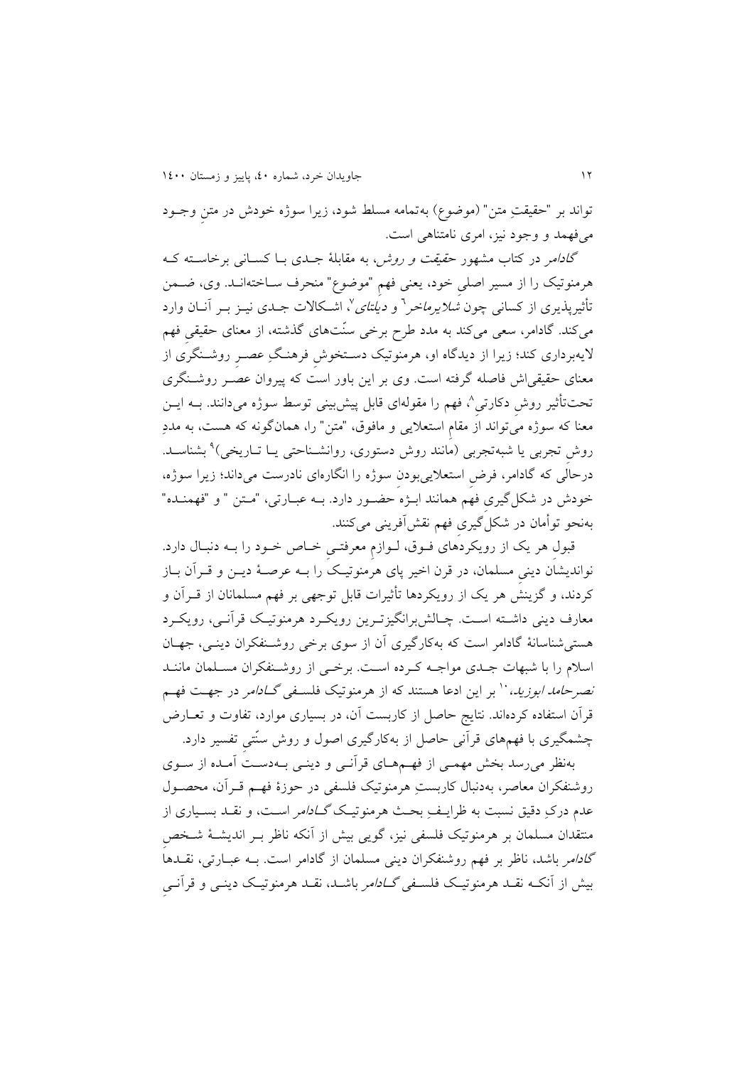تواند بر "حقیقتِ متن" (موضوع) به‌تمامه مسلط شود، زیرا سوژه خودش در متنِ وجـود می‌فهمد و وجود نیز، امری نامتناهی است.

*گادامر* در کتاب مشهور *حقیقت و روش*، به مقابلهٔ جـدی بـا کسـانی برخاسـته کـه هرمنوتیک را از مسیر اصلیِ خود، یعنی فهمِ "موضوع" منحرف سـاخته‌انـد. وی، ضـمن تأثیرپذیری از کسانی چون *شلایرماخر*[6] و *دیلتای*[7]، اشـکالات جـدی نیـز بـر آنـان وارد می‌کند. گادامر، سعی می‌کند به مدد طرح برخی سنّت‌های گذشته، از معنای حقیقیِ فهم لایه‌برداری کند؛ زیرا از دیدگاه او، هرمنوتیک دسـتخوشِ فرهنـگِ عصـرِ روشـنگری از معنای حقیقی‌اش فاصله گرفته است. وی بر این باور است که پیروان عصـرِ روشـنگری تحت‌تأثیر روشِ دکارتی[8]، فهم را مقوله‌ای قابل پیش‌بینی توسط سوژه می‌دانند. بـه ایـن معنا که سوژه می‌تواند از مقامِ استعلایی و مافوق، "متن" را، همان‌گونه که هست، به مددِ روشِ تجربی یا شبه‌تجربی (مانند روش دستوری، روانشـناختی یـا تـاریخی)[9] بشناسـد. درحالی که گادامر، فرضِ استعلایی‌بودنِ سوژه را انگاره‌ای نادرست می‌داند؛ زیرا سوژه، خودش در شکل‌گیریِ فهم همانند ابـژه حضـور دارد. بـه عبـارتی، "مـتن" و "فهمنـده" به‌نحو توأمان در شکل‌گیریِ فهم نقش‌آفرینی می‌کنند.

قبولِ هر یک از رویکردهای فـوق، لـوازمِ معرفتـیِ خـاص خـود را بـه دنبـال دارد. نواندیشانِ دینیِ مسلمان، در قرن اخیر پای هرمنوتیـک را بـه عرصـهٔ دیـن و قـرآن بـاز کردند، و گزینشِ هر یک از رویکردها تأثیرات قابل توجهی بر فهم مسلمانان از قـرآن و معارف دینی داشـته اسـت. چـالش‌برانگیزتـرین رویکـرد هرمنوتیـک قرآنـی، رویکـرد هستی‌شناسانهٔ گادامر است که به‌کارگیری آن از سوی برخی روشـنفکران دینـی، جهـان اسلام را با شبهات جـدی مواجـه کـرده اسـت. برخـی از روشـنفکران مسـلمان ماننـد *نصرحامد ابوزید*،[10] بر این ادعا هستند که از هرمنوتیک فلسـفی *گـادامر* در جهـت فهـم قرآن استفاده کرده‌اند. نتایج حاصل از کاربست آن، در بسیاری موارد، تفاوت و تعـارض چشمگیری با فهم‌های قرآنی حاصل از به‌کارگیری اصول و روش سنّتیِ تفسیر دارد.

به‌نظر می‌رسد بخش مهمـی از فهـم‌هـای قرآنـی و دینـی بـه‌دسـت آمـده از سـوی روشنفکران معاصر، به‌دنبال کاربستِ هرمنوتیک فلسفی در حوزهٔ فهـم قـرآن، محصـول عدم درکِ دقیق نسبت به ظرایـفِ بحـث هرمنوتیـک *گـادامر* اسـت، و نقـد بسـیاری از منتقدان مسلمان بر هرمنوتیک فلسفی نیز، گویی بیش از آنکه ناظر بـر اندیشـهٔ شـخصِ *گادامر* باشد، ناظر بر فهم روشنفکران دینی مسلمان از گادامر است. بـه عبـارتی، نقـدها بیش از آنکـه نقـد هرمنوتیـک فلسـفی *گـادامر* باشـد، نقـد هرمنوتیـک دینـی و قرآنـیِ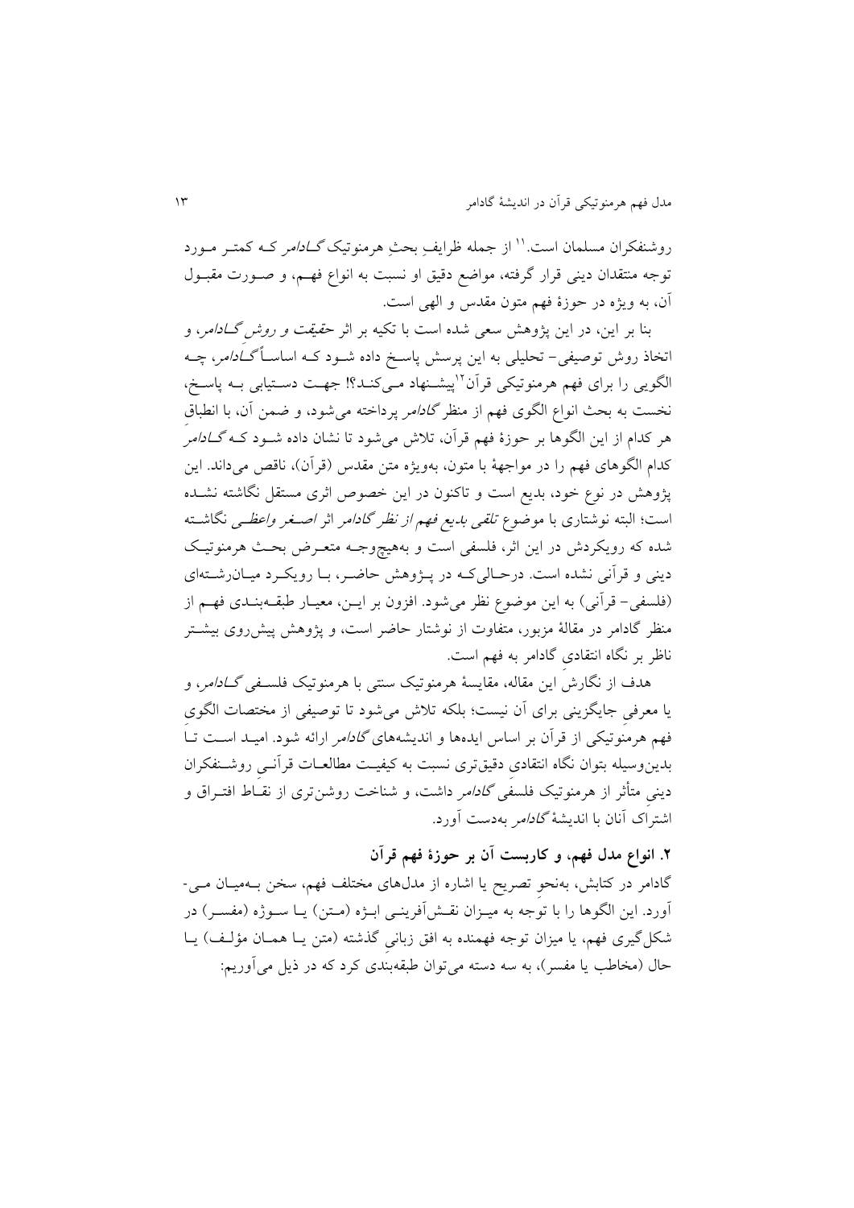روشنفکران مسلمان است.[11] از جمله ظرایفِ بحثِ هرمنوتیک *گادامر* که کمتر مورد توجه منتقدان دینی قرار گرفته، مواضع دقیق او نسبت به انواع فهم، و صورت مقبول آن، به ویژه در حوزهٔ فهم متون مقدس و الهی است.

بنا بر این، در این پژوهش سعی شده است با تکیه بر اثر *حقیقت و روش گادامر*، و اتخاذ روش توصیفی- تحلیلی به این پرسش پاسخ داده شود که اساساً *گادامر*، چه الگویی را برای فهم هرمنوتیکی قرآن[12] پیشنهاد می‌کند؟! جهت دستیابی به پاسخ، نخست به بحث انواع الگوی فهم از منظر *گادامر* پرداخته می‌شود، و ضمن آن، با انطباق هر کدام از این الگوها بر حوزهٔ فهم قرآن، تلاش می‌شود تا نشان داده شود که *گادامر* کدام الگوهای فهم را در مواجههٔ با متون، به‌ویژه متن مقدس (قرآن)، ناقص می‌داند. این پژوهش در نوع خود، بدیع است و تاکنون در این خصوص اثری مستقل نگاشته نشده است؛ البته نوشتاری با موضوع *تلقی بدیع فهم از نظر گادامر* اثر *اصغر واعظی* نگاشته شده که رویکردش در این اثر، فلسفی است و به‌هیچ‌وجه متعرض بحث هرمنوتیک دینی و قرآنی نشده است. درحالی‌که در پژوهش حاضر، با رویکرد میان‌رشته‌ای (فلسفی- قرآنی) به این موضوع نظر می‌شود. افزون بر این، معیار طبقه‌بندی فهم از منظر گادامر در مقالهٔ مزبور، متفاوت از نوشتار حاضر است، و پژوهش پیش‌روی بیشتر ناظر بر نگاه انتقادی گادامر به فهم است.

هدف از نگارش این مقاله، مقایسهٔ هرمنوتیک سنتی با هرمنوتیک فلسفی *گادامر*، و یا معرفی جایگزینی برای آن نیست؛ بلکه تلاش می‌شود تا توصیفی از مختصات الگوی فهم هرمنوتیکی از قرآن بر اساس ایده‌ها و اندیشه‌های *گادامر* ارائه شود. امید است تا بدین‌وسیله بتوان نگاه انتقادی دقیق‌تری نسبت به کیفیت مطالعات قرآنی روشنفکران دینی متأثر از هرمنوتیک فلسفی *گادامر* داشت، و شناخت روشن‌تری از نقاط افتراق و اشتراک آنان با اندیشهٔ *گادامر* به‌دست آورد.

## ۲. انواع مدل فهم، و کاربست آن بر حوزهٔ فهم قرآن

گادامر در کتابش، به‌نحو تصریح یا اشاره از مدل‌های مختلف فهم، سخن به‌میان می‌آورد. این الگوها را با توجه به میزان نقش‌آفرینی ابژه (متن) یا سوژه (مفسر) در شکل‌گیری فهم، یا میزان توجه فهمنده به افق زبانی گذشته (متن یا همان مؤلف) یا حال (مخاطب یا مفسر)، به سه دسته می‌توان طبقه‌بندی کرد که در ذیل می‌آوریم: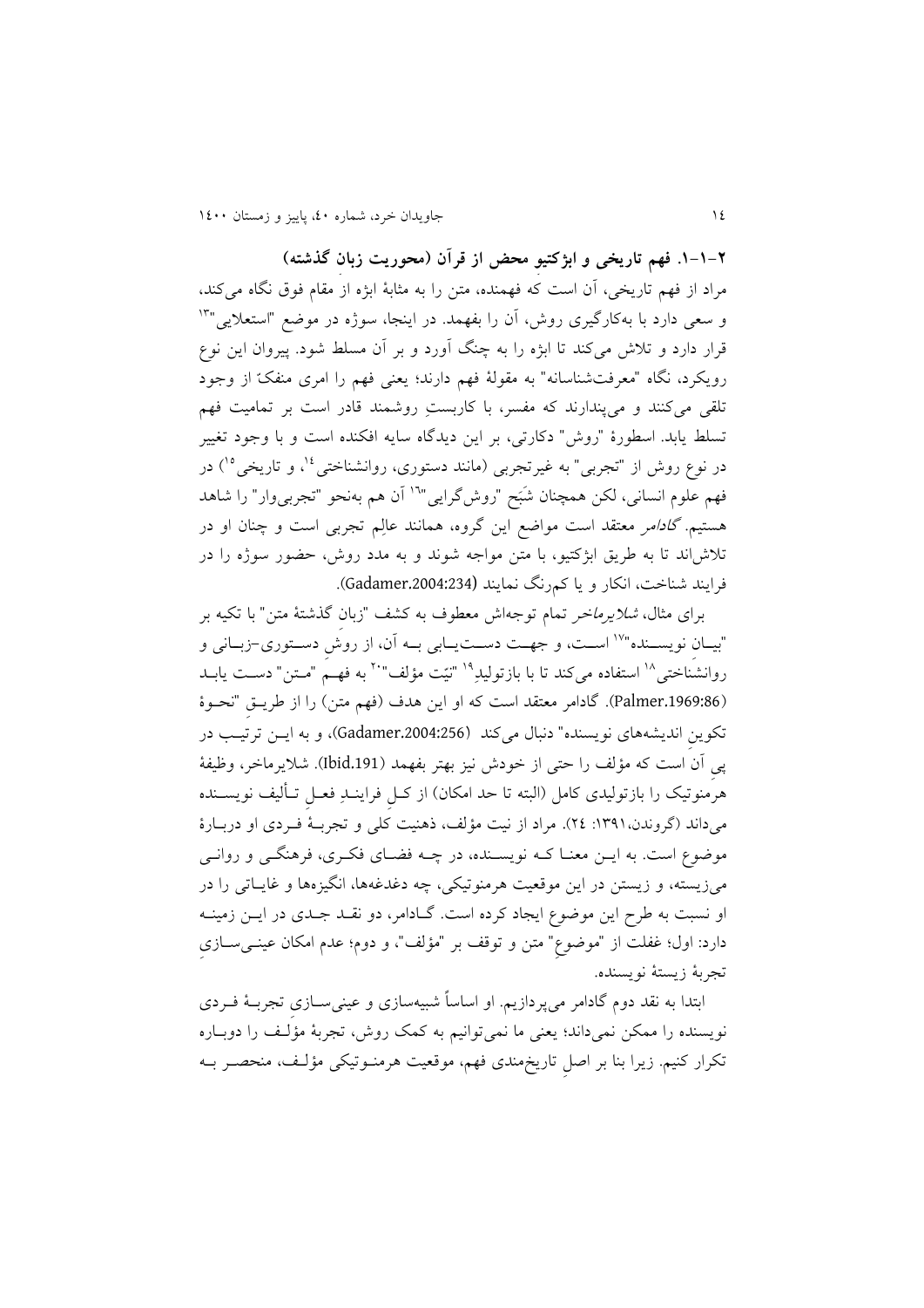### ۲-۱-۱. فهم تاریخی و ابژکتیو محض از قرآن (محوریت زبان گذشته)

مراد از فهم تاریخی، آن است که فهمنده، متن را به مثابهٔ ابژه از مقام فوق نگاه می‌کند، و سعی دارد با به‌کارگیری روش، آن را بفهمد. در اینجا، سوژه در موضع "استعلایی"[13] قرار دارد و تلاش می‌کند تا ابژه را به چنگ آورد و بر آن مسلط شود. پیروان این نوع رویکرد، نگاه "معرفت‌شناسانه" به مقولهٔ فهم دارند؛ یعنی فهم را امری منفکّ از وجود تلقی می‌کنند و می‌پندارند که مفسر، با کاربستِ روشمند قادر است بر تمامیت فهم تسلط یابد. اسطورهٔ "روش" دکارتی، بر این دیدگاه سایه افکنده است و با وجود تغییر در نوع روش از "تجربی" به غیرتجربی (مانند دستوری، روانشناختی[14]، و تاریخی[15]) در فهم علوم انسانی، لکن همچنان شَبَح "روش‌گرایی"[16] آن هم به‌نحو "تجربی‌وار" را شاهد هستیم. *گادامر* معتقد است مواضع این گروه، همانند عالِم تجربی است و چنان او در تلاش‌اند تا به طریق ابژکتیو، با متن مواجه شوند و به مدد روش، حضور سوژه را در فرایند شناخت، انکار و یا کم‌رنگ نمایند (Gadamer.2004:234).

برای مثال، *شلایرماخر* تمام توجه‌اش معطوف به کشف "زبان گذشتهٔ متن" با تکیه بر "بیانِ نویسنده"[17] است، و جهت دست‌یابی به آن، از روشِ دستوری-زبانی و روانشناختی[18] استفاده می‌کند تا با بازتولیدِ[19] "نیّت مؤلف"[20] به فهم "متن" دست یابد (Palmer.1969:86). گادامر معتقد است که او این هدف (فهم متن) را از طریق "نحوهٔ تکوینِ اندیشه‌های نویسنده" دنبال می‌کند (Gadamer.2004:256)، و به این ترتیب در پیِ آن است که مؤلف را حتی از خودش نیز بهتر بفهمد (Ibid.191). شلایرماخر، وظیفهٔ هرمنوتیک را بازتولیدی کامل (البته تا حد امکان) از کلِ فرایندِ فعلِ تألیف نویسنده می‌داند (گروندن،۱۳۹۱: ۲٤). مراد از نیت مؤلف، ذهنیت کلی و تجربهٔ فردی او دربارهٔ موضوع است. به این معنا که نویسنده، در چه فضای فکری، فرهنگی و روانی می‌زیسته، و زیستن در این موقعیت هرمنوتیکی، چه دغدغه‌ها، انگیزه‌ها و غایاتی را در او نسبت به طرح این موضوع ایجاد کرده است. گادامر، دو نقد جدی در این زمینه دارد: اول؛ غفلت از "موضوعِ" متن و توقف بر "مؤلف"، و دوم؛ عدم امکان عینی‌سازیِ تجربهٔ زیستهٔ نویسنده.

ابتدا به نقد دوم گادامر می‌پردازیم. او اساساً شبیه‌سازی و عینی‌سازی تجربهٔ فردی نویسنده را ممکن نمی‌داند؛ یعنی ما نمی‌توانیم به کمک روش، تجربهٔ مؤلف را دوباره تکرار کنیم. زیرا بنا بر اصلِ تاریخ‌مندی فهم، موقعیت هرمنوتیکی مؤلف، منحصر به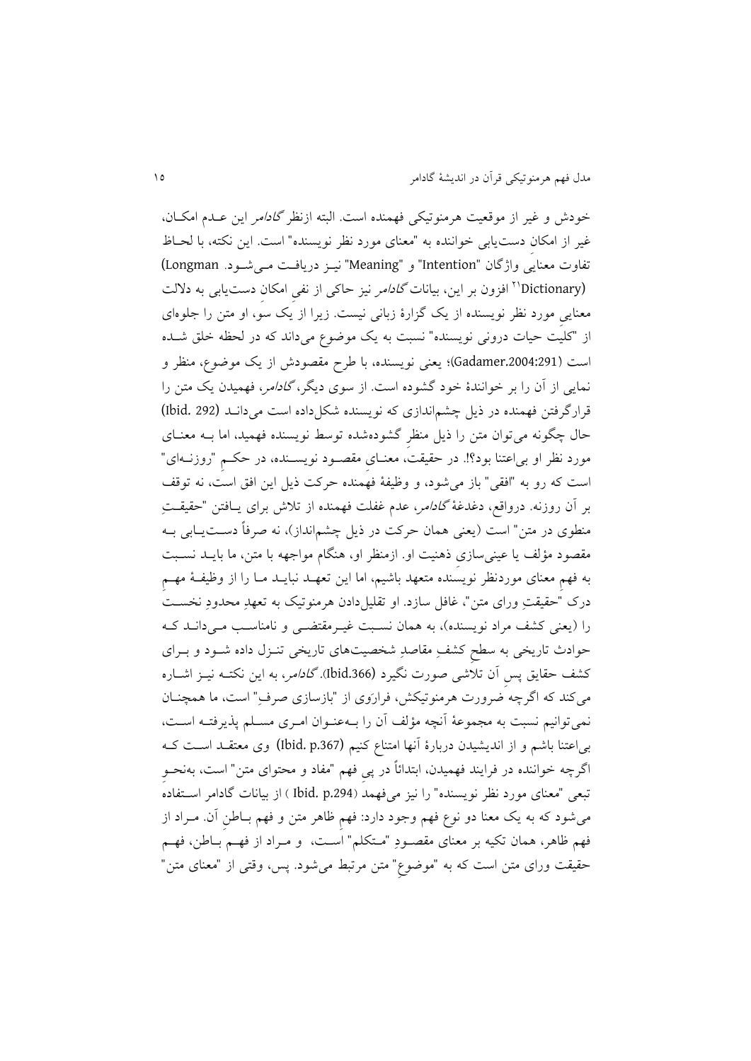خودش و غیر از موقعیت هرمنوتیکی فهمنده است. البته ازنظر *گادامر* این عـدم امکـان، غیر از امکانِ دست‌یابی خواننده به "معنای مورد نظر نویسنده" است. این نکته، با لحـاظ تفاوت معناییِ واژگان "Intention" و "Meaning" نیـز دریافـت مـی‌شـود. Longman) (Dictionary[21] افزون بر این، بیانات *گادامر* نیز حاکی از نفیِ امکانِ دست‌یابی به دلالت معناییِ مورد نظر نویسنده از یک گزارۀ زبانی نیست. زیرا از یک سو، او متن را جلوه‌ای از "کلیت حیات درونی نویسنده" نسبت به یک موضوع می‌داند که در لحظه خلق شـده است (Gadamer.2004:291)؛ یعنی نویسنده، با طرح مقصودش از یک موضوع، منظر و نمایی از آن را بر خوانندۀ خود گشوده است. از سوی دیگر، *گادامر*، فهمیدن یک متن را قرارگرفتنِ فهمنده در ذیل چشم‌اندازی که نویسنده شکل‌داده است می‌دانـد (Ibid. 292) حال چگونه می‌توان متن را ذیل منظرِ گشوده‌شده توسط نویسنده فهمید، اما بـه معنـای مورد نظر او بی‌اعتنا بود؟!. در حقیقت، معنـای مقصـود نویسـنده، در حکـمِ "روزنـه‌ای" است که رو به "افقی" باز می‌شود، و وظیفۀ فهمنده حرکت ذیل این افق است، نه توقف بر آن روزنه. درواقع، دغدغۀ *گادامر*، عدم غفلت فهمنده از تلاش برای یـافتن "حقیقـتِ منطوی در متن" است (یعنی همان حرکت در ذیل چشم‌انداز)، نه صرفاً دسـت‌یـابی بـه مقصود مؤلف یا عینی‌سازیِ ذهنیت او. ازمنظر او، هنگام مواجهه با متن، ما بایـد نسـبت به فهمِ معنای موردنظر نویسنده متعهد باشیم، اما این تعهـد نبایـد مـا را از وظیفـۀ مهـمِ درک "حقیقتِ ورای متن"، غافل سازد. او تقلیل‌دادن هرمنوتیک به تعهدِ محدودِ نخسـت را (یعنی کشف مراد نویسنده)، به همان نسـبت غیـرمقتضـی و نامناسـب مـی‌دانـد کـه حوادث تاریخی به سطحِ کشفِ مقاصدِ شخصیت‌های تاریخی تنـزل داده شـود و بـرای کشف حقایق پسِ آن تلاشی صورت نگیرد (Ibid.366). *گادامر*، به این نکتـه نیـز اشـاره می‌کند که اگرچه ضرورت هرمنوتیکش، فرارَوی از "بازسازی صرفِ" است، ما همچنـان نمی‌توانیم نسبت به مجموعۀ آنچه مؤلف آن را بـه‌عنـوان امـری مسـلم پذیرفتـه اسـت، بی‌اعتنا باشم و از اندیشیدن دربارۀ آنها امتناع کنیم (Ibid. p.367) وی معتقـد اسـت کـه اگرچه خواننده در فرایند فهمیدن، ابتدائاً در پیِ فهم "مفاد و محتوای متن" است، به‌نحـوِ تبعی "معنای مورد نظر نویسنده" را نیز می‌فهمد (Ibid. p.294 ) از بیانات گادامر اسـتفاده می‌شود که به یک معنا دو نوع فهم وجود دارد: فهمِ ظاهر متن و فهم بـاطنِ آن. مـراد از فهم ظاهر، همان تکیه بر معنای مقصـودِ "مـتکلم" اسـت، و مـراد از فهـم بـاطن، فهـم حقیقت ورای متن است که به "موضوعِ" متن مرتبط می‌شود. پس، وقتی از "معنای متن"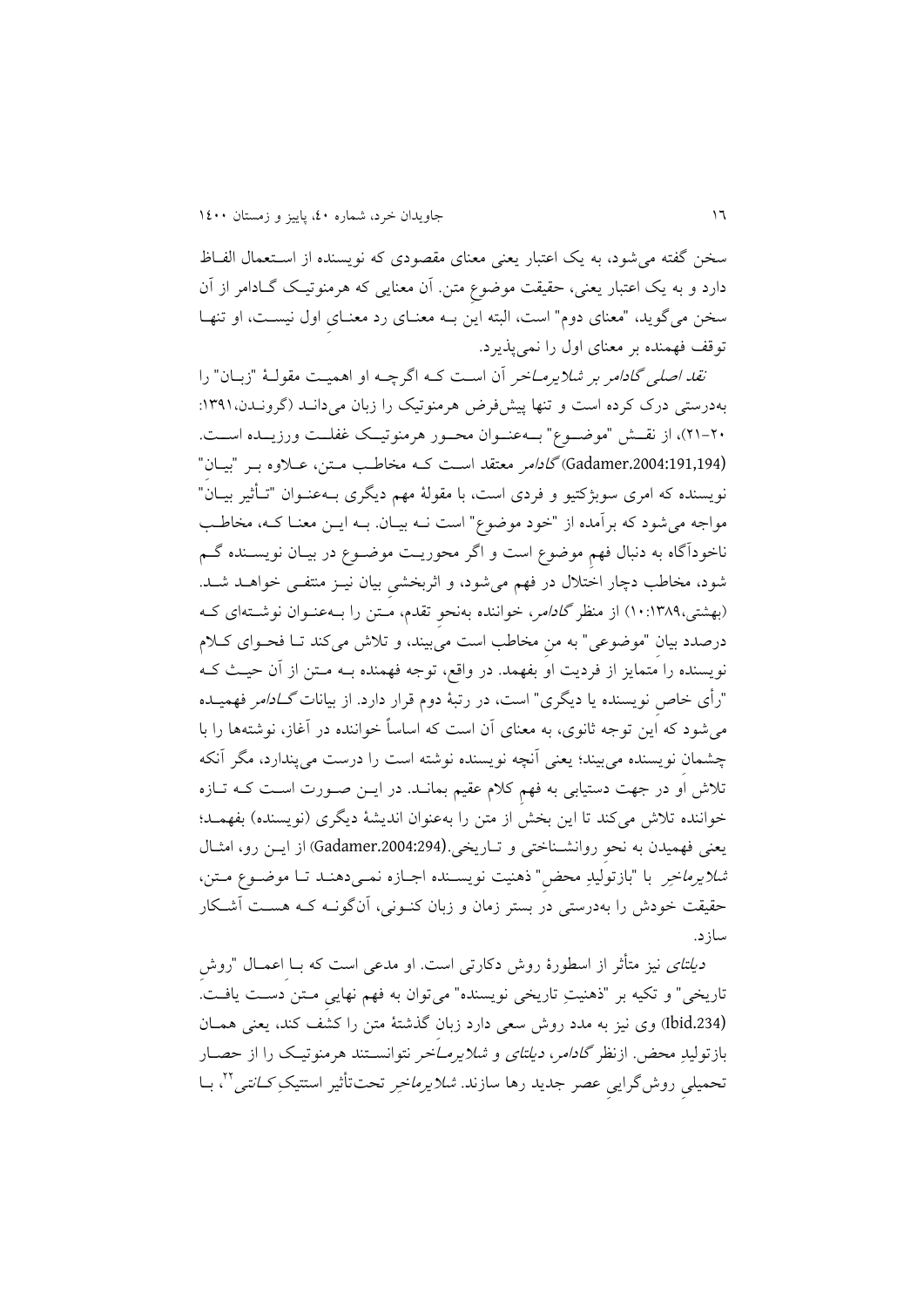سخن گفته می‌شود، به یک اعتبار یعنی معنای مقصودی که نویسنده از اسـتعمال الفـاظ دارد و به یک اعتبار یعنی، حقیقت موضوعِ متن. آن معنایی که هرمنوتیـک گـادامر از آن سخن می‌گوید، "معنای دوم" است، البته این بـه معنـای رد معنـایِ اول نیسـت، او تنهـا توقف فهمنده بر معنای اول را نمی‌پذیرد.

*نقد اصلی گادامر بر شلایرمـاخر* آن اسـت کـه اگرچـه او اهمیـت مقولـۀ "زبـان" را به‌درستی درک کرده است و تنها پیش‌فرض هرمنوتیک را زبان می‌دانـد (گرونـدن،۱۳۹۱: ۲۰-۲۱)، از نقـش "موضـوع" بـه‌عنـوان محـور هرمنوتیـک غفلـت ورزیـده اسـت. (Gadamer.2004:191,194) *گادامر* معتقد اسـت کـه مخاطـب مـتن، عـلاوه بـر "بیـان" نویسنده که امری سوبژکتیو و فردی است، با مقولۀ مهم دیگری بـه‌عنـوان "تـأثیر بیـان" مواجه می‌شود که برآمده از "خود موضوع" است نـه بیـان. بـه ایـن معنـا کـه، مخاطـب ناخودآگاه به دنبال فهمِ موضوع است و اگر محوریـت موضـوع در بیـان نویسـنده گـم شود، مخاطب دچار اختلال در فهم می‌شود، و اثربخشیِ بیان نیـز منتفـی خواهـد شـد. (بهشتی،۱۳۸۹:۱۰) از منظر *گادامر*، خواننده به‌نحوِ تقدم، مـتن را بـه‌عنـوان نوشـته‌ای کـه درصدد بیانِ "موضوعی" به منِ مخاطب است می‌بیند، و تلاش می‌کند تـا فحـوای کـلام نویسنده را متمایز از فردیت او بفهمد. در واقع، توجه فهمنده بـه مـتن از آن حیـث کـه "رأی خاصِ نویسنده یا دیگری" است، در رتبۀ دوم قرار دارد. از بیانات *گـادامر* فهمیـده می‌شود که این توجه ثانوی، به معنای آن است که اساساً خواننده در آغاز، نوشته‌ها را با چشمان نویسنده می‌بیند؛ یعنی آنچه نویسنده نوشته است را درست می‌پندارد، مگر آنکه تلاش او در جهت دستیابی به فهمِ کلام عقیم بمانـد. در ایـن صـورت اسـت کـه تـازه خواننده تلاش می‌کند تا این بخش از متن را به‌عنوان اندیشۀ دیگری (نویسنده) بفهمـد؛ یعنی فهمیدن به نحوِ روانشـناختی و تـاریخی.(Gadamer.2004:294) از ایـن رو، امثـال *شلایرماخر* با "بازتولیدِ محض" ذهنیت نویسـنده اجـازه نمـی‌دهنـد تـا موضـوعِ مـتن، حقیقت خودش را به‌درستی در بستر زمان و زبان کنـونی، آن‌گونـه کـه هسـت آشـکار سازد.

*دیلتای* نیز متأثر از اسطورۀ روش دکارتی است. او مدعی است که بـا اعمـال "روشِ تاریخی" و تکیه بر "ذهنیتِ تاریخی نویسنده" می‌توان به فهم نهاییِ مـتن دسـت یافـت. (Ibid.234) وی نیز به مدد روش سعی دارد زبانِ گذشتۀ متن را کشف کند، یعنی همـان بازتولیدِ محض. ازنظر *گادامر*، *دیلتای* و *شلایرمـاخر* نتوانسـتند هرمنوتیـک را از حصـار تحمیلیِ روش‌گراییِ عصر جدید رها سازند. *شلایرماخرِ* تحت‌تأثیر استتیکِ *کـانتی*[۲۲]، بـا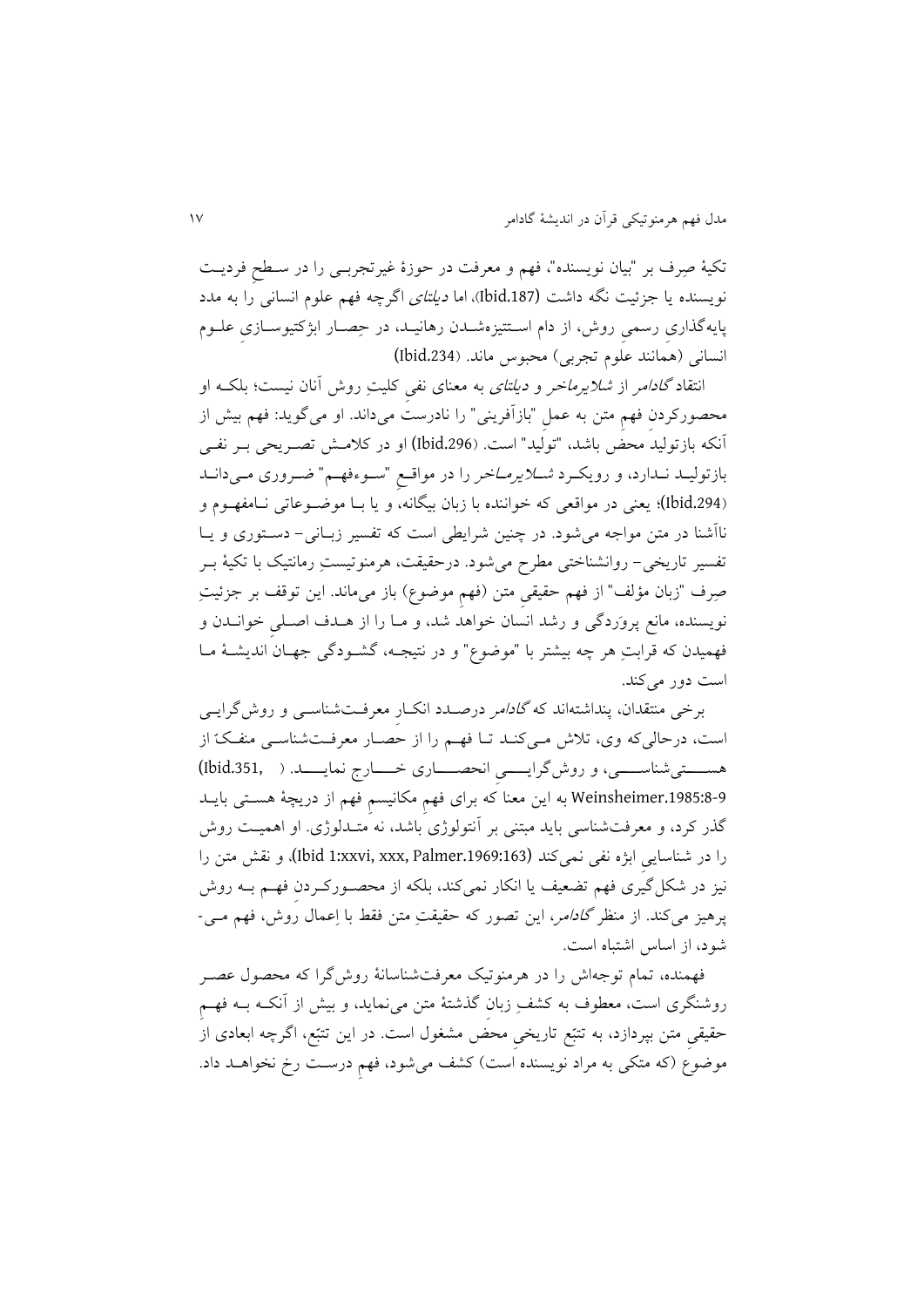تکیهٔ صِرف بر "بیان نویسنده"، فهم و معرفت در حوزهٔ غیرتجربی را در سطحِ فردیت نویسنده یا جزئیت نگه داشت (Ibid.187)، اما *دیلتای* اگرچه فهم علوم انسانی را به مدد پایه‌گذاریِ رسمیِ روش، از دام استتیزه‌شدن رهانید، در حِصارِ ابژکتیوسازیِ علوم انسانی (همانند علوم تجربی) محبوس ماند. (Ibid.234)

انتقاد *گادامر* از *شلایرماخر* و *دیلتای* به معنای نفیِ کلیتِ روش آنان نیست؛ بلکه او محصورکردنِ فهمِ متن به عملِ "بازآفرینی" را نادرست می‌داند. او می‌گوید: فهم بیش از آنکه بازتولیدِ محض باشد، "تولید" است. (Ibid.296) او در کلامش تصریحی بر نفی بازتولید ندارد، و رویکرد *شلایرماخر* را در مواقعِ "سوءفهم" ضروری می‌داند (Ibid.294)؛ یعنی در مواقعی که خواننده با زبان بیگانه، و یا با موضوعاتی نامفهوم و ناآشنا در متن مواجه می‌شود. در چنین شرایطی است که تفسیر زبانی- دستوری و یا تفسیر تاریخی- روانشناختی مطرح می‌شود. درحقیقت، هرمنوتیستِ رمانتیک با تکیهٔ بر صِرف "زبان مؤلف" از فهم حقیقیِ متن (فهمِ موضوع) باز می‌ماند. این توقف بر جزئیتِ نویسنده، مانع پروَردگی و رشد انسان خواهد شد، و ما را از هدف اصلیِ خواندن و فهمیدن که قرابتِ هر چه بیشتر با "موضوع" و در نتیجه، گشودگی جهانِ اندیشهٔ ما است دور می‌کند.

برخی منتقدان، پنداشته‌اند که *گادامر* درصدد انکارِ معرفت‌شناسی و روش‌گرایی است، درحالی‌که وی، تلاش می‌کند تا فهم را از حصار معرفت‌شناسیِ منفکّ از هستی‌شناسی، و روش‌گراییِ انحصاری خارج نماید. (Ibid.351, Weinsheimer.1985:8-9) به این معنا که برای فهمِ مکانیسمِ فهم از دریچهٔ هستی باید گذر کرد، و معرفت‌شناسی باید مبتنی بر آنتولوژی باشد، نه متدلوژی. او اهمیت روش را در شناساییِ ابژه نفی نمی‌کند (Ibid 1:xxvi, xxx, Palmer.1969:163)، و نقش متن را نیز در شکل‌گیری فهم تضعیف یا انکار نمی‌کند، بلکه از محصورکردنِ فهم به روش پرهیز می‌کند. از منظر *گادامر*، این تصور که حقیقتِ متن فقط با اِعمال روش، فهم می‌شود، از اساس اشتباه است.

فهمنده، تمام توجه‌اش را در هرمنوتیک معرفت‌شناسانهٔ روش‌گرا که محصول عصر روشنگری است، معطوف به کشفِ زبانِ گذشتهٔ متن می‌نماید، و بیش از آنکه به فهمِ حقیقیِ متن بپردازد، به تتبّع تاریخیِ محض مشغول است. در این تتبّع، اگرچه ابعادی از موضوع (که متکی به مراد نویسنده است) کشف می‌شود، فهمِ درست رخ نخواهد داد.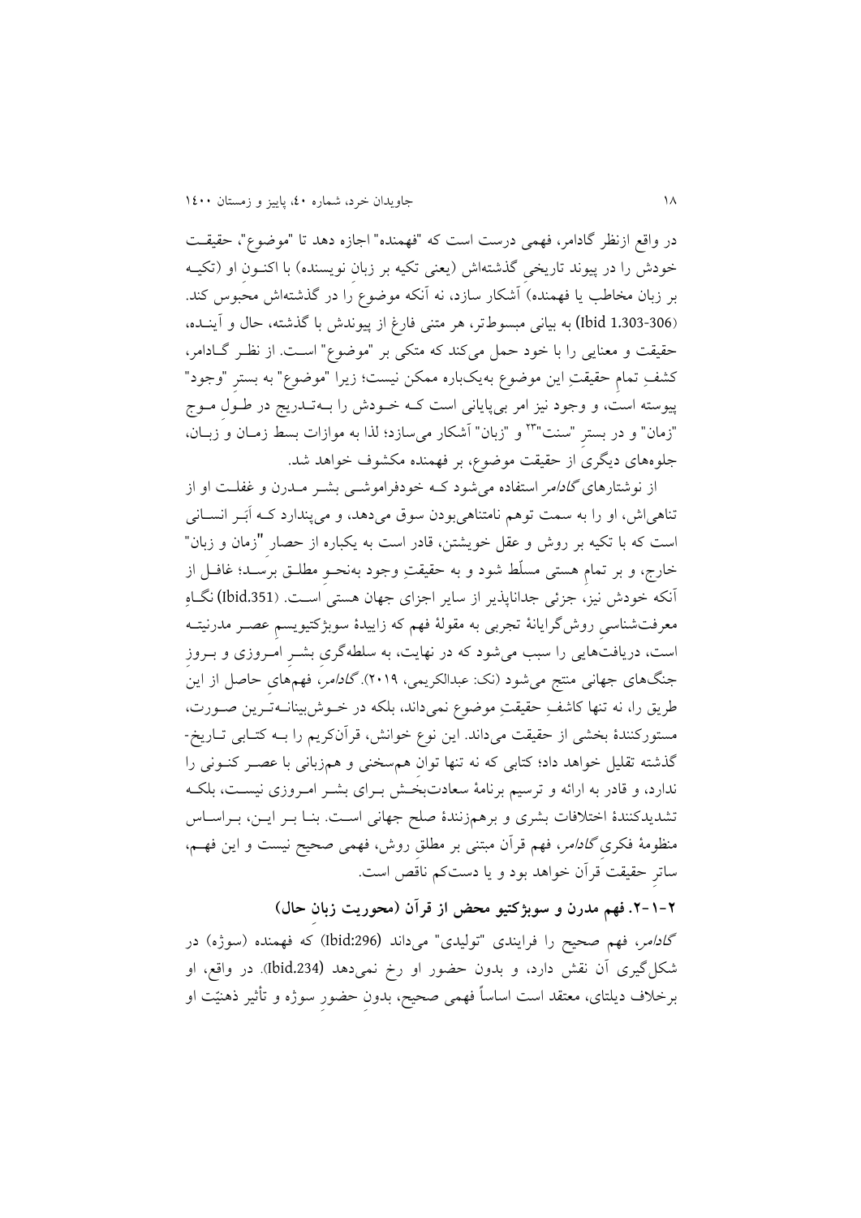در واقع ازنظر گادامر، فهمی درست است که "فهمنده" اجازه دهد تا "موضوع"، حقیقت خودش را در پیوند تاریخیِ گذشته‌اش (یعنی تکیه بر زبانِ نویسنده) با اکنونِ او (تکیه بر زبان مخاطبِ یا فهمنده) آشکار سازد، نه آنکه موضوع را در گذشته‌اش محبوس کند. (Ibid 1.303-306) به بیانی مبسوط‌تر، هر متنی فارغ از پیوندش با گذشته، حال و آینده، حقیقت و معنایی را با خود حمل می‌کند که متکی بر "موضوع" است. از نظر گادامر، کشفِ تمامِ حقیقتِ این موضوع به‌یک‌باره ممکن نیست؛ زیرا "موضوع" به بسترِ "وجود" پیوسته است، و وجود نیز امر بی‌پایانی است که خودش را به‌تدریج در طولِ موج "زمان" و در بسترِ "سنت"[23] و "زبان" آشکار می‌سازد؛ لذا به موازات بسط زمان و زبان، جلوه‌های دیگری از حقیقت موضوع، بر فهمنده مکشوف خواهد شد.

از نوشتارهای *گادامر* استفاده می‌شود که خودفراموشی بشر مدرن و غفلت او از تناهی‌اش، او را به سمت توهم نامتناهی‌بودن سوق می‌دهد، و می‌پندارد که اَبَر انسانی است که با تکیه بر روش و عقل خویشتن، قادر است به یکباره از حصار "زمان و زبان" خارج، و بر تمامِ هستی مسلّط شود و به حقیقتِ وجود به‌نحوِ مطلق برسد؛ غافل از آنکه خودش نیز، جزئی جداناپذیر از سایر اجزای جهان هستی است. (Ibid.351) نگاهِ معرفت‌شناسیِ روش‌گرایانهٔ تجربی به مقولهٔ فهم که زاییدهٔ سوبژکتیویسم عصر مدرنیته است، دریافت‌هایی را سبب می‌شود که در نهایت، به سلطه‌گری بشرِ امروزی و بروزِ جنگ‌های جهانی منتج می‌شود (نک: عبدالکریمی، ۲۰۱۹). *گادامر*، فهم‌های حاصل از این طریق را، نه تنها کاشفِ حقیقتِ موضوع نمی‌داند، بلکه در خوش‌بینانه‌ترین صورت، مستورکنندهٔ بخشی از حقیقت می‌داند. این نوع خوانش، قرآن‌کریم را به کتابی تاریخ-گذشته تقلیل خواهد داد؛ کتابی که نه تنها توانِ هم‌سخنی و هم‌زبانی با عصر کنونی را ندارد، و قادر به ارائه و ترسیم برنامهٔ سعادت‌بخش برای بشر امروزی نیست، بلکه تشدیدکنندهٔ اختلافات بشری و برهم‌زنندهٔ صلح جهانی است. بنا بر این، براساس منظومهٔ فکری *گادامر*، فهم قرآن مبتنی بر مطلقِ روش، فهمی صحیح نیست و این فهم، ساترِ حقیقت قرآن خواهد بود و یا دست‌کم ناقص است.

### ۲-۱-۲. فهم مدرن و سوبژکتیو محض از قرآن (محوریت زبانِ حال)

*گادامر*، فهم صحیح را فرایندی "تولیدی" می‌داند (Ibid:296) که فهمنده (سوژه) در شکل‌گیری آن نقش دارد، و بدون حضور او رخ نمی‌دهد (Ibid.234). در واقع، او برخلاف دیلتای، معتقد است اساساً فهمی صحیح، بدونِ حضورِ سوژه و تأثیر ذهنیّت او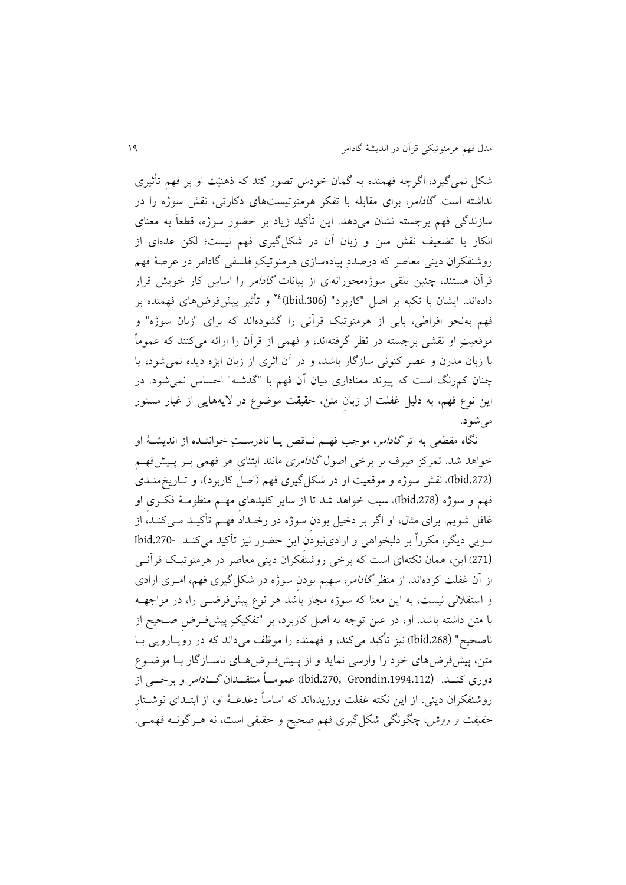شکل نمی‌گیرد، اگرچه فهمنده به گمان خودش تصور کند که ذهنیّت او بر فهم تأثیری نداشته است. *گادامر*، برای مقابله با تفکر هرمنوتیست‌های دکارتی، نقش سوژه را در سازندگی فهم برجسته نشان می‌دهد. این تأکید زیاد بر حضور سوژه، قطعاً به معنای انکار یا تضعیف نقش متن و زبان آن در شکل‌گیری فهم نیست؛ لکن عده‌ای از روشنفکران دینی معاصر که درصددِ پیاده‌سازی هرمنوتیکِ فلسفی گادامر در عرصهٔ فهم قرآن هستند، چنین تلقی سوژه‌محورانه‌ای از بیانات *گادامر* را اساس کار خویش قرار داده‌اند. ایشان با تکیه بر اصل "کاربرد" (Ibid.306)[24] و تأثیر پیش‌فرض‌های فهمنده بر فهم به‌نحو افراطی، بابی از هرمنوتیک قرآنی را گشوده‌اند که برای "زبان سوژه" و موقعیتِ او نقشی برجسته در نظر گرفته‌اند، و فهمی از قرآن را ارائه می‌کنند که عموماً با زبان مدرن و عصر کنونی سازگار باشد، و در آن اثری از زبان ابژه دیده نمی‌شود، یا چنان کم‌رنگ است که پیوند معناداری میان آن فهم با "گذشته" احساس نمی‌شود. در این نوع فهم، به دلیل غفلت از زبانِ متن، حقیقت موضوع در لایه‌هایی از غبار مستور می‌شود.

نگاه مقطعی به اثر *گادامر*، موجب فهـم نـاقص یـا نادرسـتِ خواننـده از اندیشـهٔ او خواهد شد. تمرکز صِرف بر برخی اصول *گادامری* مانند ابتنایِ هر فهمی بـر پـیش‌فهـم (Ibid.272)، نقش سوژه و موقعیت او در شکل‌گیری فهم (اصلِ کاربرد)، و تـاریخ‌منـدی فهم و سوژه (Ibid.278)، سبب خواهد شد تا از سایر کلیدهایِ مهـم منظومـهٔ فکـری او غافل شویم. برای مثال، او اگر بر دخیل بودنِ سوژه در رخـداد فهـم تأکیـد مـی‌کنـد، از سویی دیگر، مکرراً بر دلبخواهی و ارادی‌نبودنِ این حضور نیز تأکید می‌کند. Ibid.270-271) این، همان نکته‌ای است که برخی روشنفکران دینی معاصر در هرمنوتیـک قرآنـی از آن غفلت کرده‌اند. از منظر *گادامر*، سهیم بودنِ سوژه در شکل‌گیری فهم، امـری ارادی و استقلالی نیست، به این معنا که سوژه مجاز باشد هر نوع پیش‌فرضـی را، در مواجهـه با متن داشته باشد. او، در عین توجه به اصل کاربرد، بر "تفکیکِ پیش‌فـرضِ صـحیح از ناصحیح" (Ibid.268) نیز تأکید می‌کند، و فهمنده را موظف می‌داند که در رویـارویی بـا متن، پیش‌فرض‌های خود را وارسی نماید و از پـیش‌فـرض‌هـای ناسـازگار بـا موضـوع دوری کنـد. (Ibid.270, Grondin.1994.112) عمومـاً منتقـدان *گـادامر* و برخـی از روشنفکران دینی، از این نکته غفلت ورزیده‌اند که اساساً دغدغهٔ او، از ابتـدای نوشـتارِ *حقیقت و روش*، چگونگی شکل‌گیری فهمِ صحیح و حقیقی است، نه هـرگونـه فهمـی.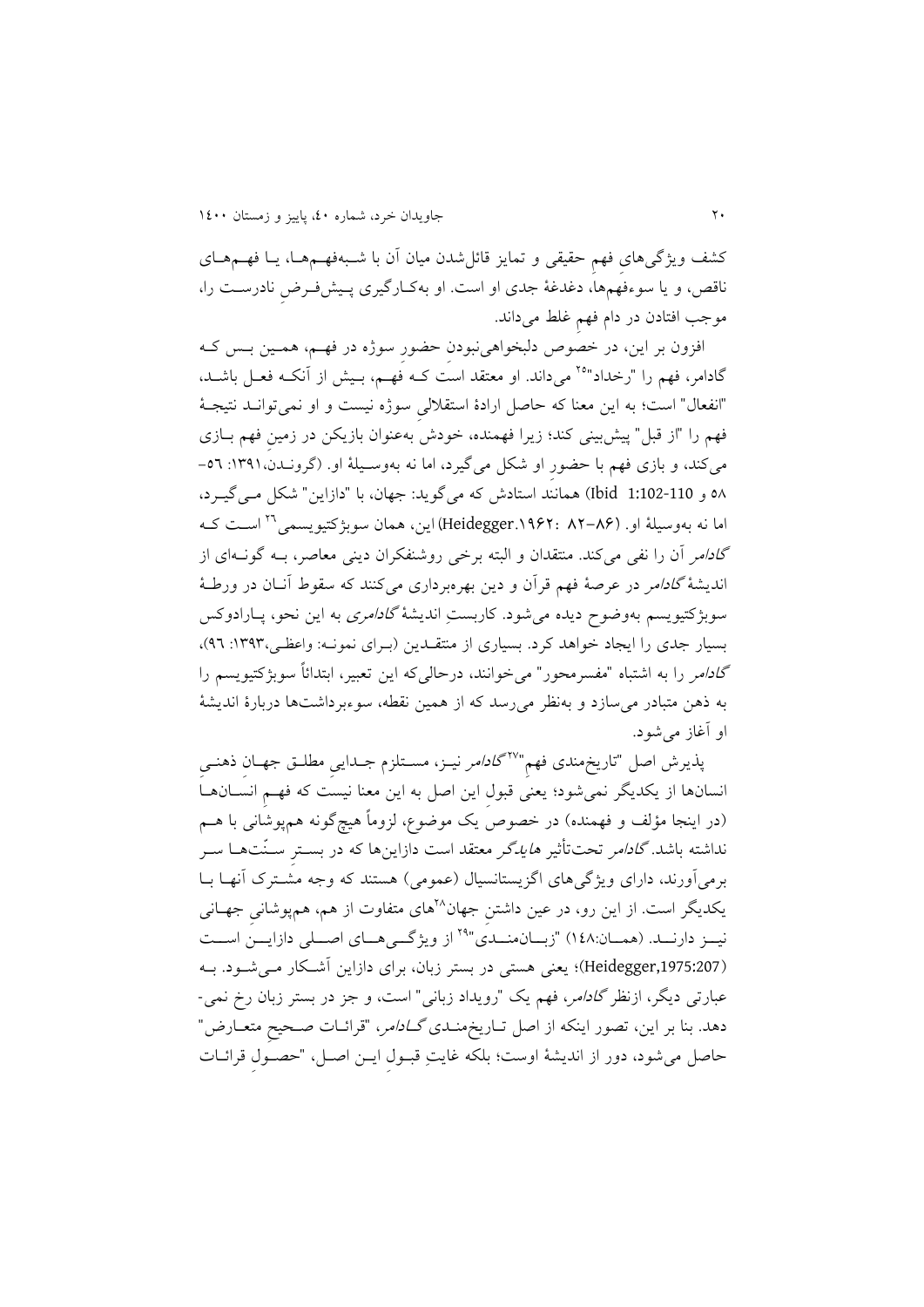کشف ویژگی‌های فهم حقیقی و تمایز قائل‌شدن میان آن با شبه‌فهم‌ها، یا فهم‌های ناقص، و یا سوءفهم‌ها، دغدغهٔ جدی او است. او به‌کارگیری پیش‌فرضِ نادرست را، موجب افتادن در دام فهم غلط می‌داند.

افزون بر این، در خصوص دلبخواهی‌نبودنِ حضورِ سوژه در فهم، همین بس که گادامر، فهم را "رخداد"[25] می‌داند. او معتقد است که فهم، بیش از آنکه فعل باشد، "انفعال" است؛ به این معنا که حاصل ارادهٔ استقلالیِ سوژه نیست و او نمی‌تواند نتیجهٔ فهم را "از قبل" پیش‌بینی کند؛ زیرا فهمنده، خودش به‌عنوان بازیکن در زمین فهم بازی می‌کند، و بازی فهم با حضورِ او شکل می‌گیرد، اما نه به‌وسیلهٔ او. (گروندن،۱۳۹۱: ۵۶-۵۸ و Ibid 1:102-110) همانند استادش که می‌گوید: جهان، با "دازاین" شکل می‌گیرد، اما نه به‌وسیلهٔ او. (Heidegger.۱۹۶۲: ۸۲-۸۶) این، همان سوبژکتیویسمی[26] است که *گادامر* آن را نفی می‌کند. منتقدان و البته برخی روشنفکران دینی معاصر، به گونه‌ای از اندیشهٔ *گادامر* در عرصهٔ فهم قرآن و دین بهره‌برداری می‌کنند که سقوط آنان در ورطهٔ سوبژکتیویسم به‌وضوح دیده می‌شود. کاربستِ اندیشهٔ *گادامری* به این نحو، پارادوکس بسیار جدی را ایجاد خواهد کرد. بسیاری از منتقدین (برای نمونه: واعظی،۱۳۹۳: ۹۶)، *گادامر* را به اشتباه "مفسرمحور" می‌خوانند، درحالی‌که این تعبیر، ابتدائاً سوبژکتیویسم را به ذهن متبادر می‌سازد و به‌نظر می‌رسد که از همین نقطه، سوءبرداشت‌ها دربارهٔ اندیشهٔ او آغاز می‌شود.

پذیرش اصل "تاریخ‌مندی فهم"[27] *گادامر* نیز، مستلزم جدایی مطلق جهانِ ذهنی انسان‌ها از یکدیگر نمی‌شود؛ یعنی قبولِ این اصل به این معنا نیست که فهمِ انسان‌ها (در اینجا مؤلف و فهمنده) در خصوصِ یک موضوع، لزوماً هیچ‌گونه هم‌پوشانی با هم نداشته باشد. *گادامر* تحت‌تأثیر *هایدگر* معتقد است دازاین‌ها که در بسترِ سنّت‌ها سر برمی‌آورند، دارای ویژگی‌های اگزیستانسیال (عمومی) هستند که وجه مشترک آنها با یکدیگر است. از این رو، در عین داشتنِ جهان[28]های متفاوت از هم، هم‌پوشانیِ جهانی نیز دارند. (همان:۱۴۸) "زبان‌مندی"[29] از ویژگی‌های اصلی دازاین است (Heidegger,1975:207)؛ یعنی هستی در بستر زبان، برای دازاین آشکار می‌شود. به عبارتی دیگر، ازنظر *گادامر*، فهم یک "رویداد زبانی" است، و جز در بستر زبان رخ نمی‌دهد. بنا بر این، تصور اینکه از اصل تاریخ‌مندی *گادامر*، "قرائات صحیحِ متعارض" حاصل می‌شود، دور از اندیشهٔ اوست؛ بلکه غایتِ قبولِ این اصل، "حصولِ قرائات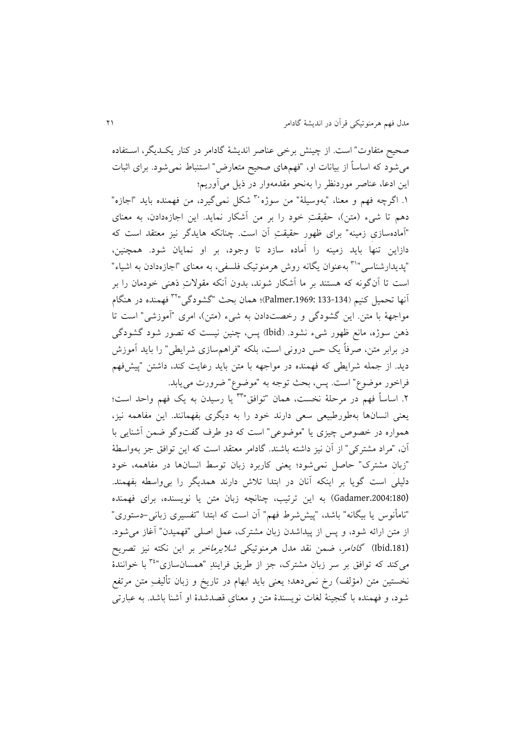صحیح متفاوت" است. از چینش برخی عناصر اندیشهٔ گادامر در کنار یکـدیگر، اسـتفاده می‌شود که اساساً از بیانات او، "فهم‌های صحیح متعارض" استنباط نمی‌شود. برای اثبات این ادعا، عناصر موردنظر را به‌نحو مقدمه‌وار در ذیل می‌آوریم؛

۱. اگرچه فهم و معنا، "به‌وسیلهٔ" من سوژه[۳۰] شکل نمی‌گیرد، من فهمنده باید "اجازه" دهم تا شیء (متن)، حقیقتِ خود را بر من آشکار نماید. این اجازه‌دادن، به معنای "آماده‌سازی زمینه" برای ظهورِ حقیقتِ آن است. چنانکه هایدگر نیز معتقد است که دازاین تنها باید زمینه را آماده سازد تا وجود، بر او نمایان شود. همچنین، "پدیدارشناسی"[۳۱] به‌عنوان یگانه روش هرمنوتیک فلسفی، به معنای "اجازه‌دادن به اشیاء" است تا آن‌گونه که هستند بر ما آشکار شوند، بدون آنکه مقولاتِ ذهنی خودمان را بر آنها تحمیل کنیم (Palmer.1969: 133-134)؛ همان بحث "گشودگی"[۳۲] فهمنده در هنگام مواجههٔ با متن. این گشودگی و رخصت‌دادن به شیء (متن)، امری "آموزشی" است تا ذهن سوژه، مانع ظهور شیء نشود. (Ibid) پس، چنین نیست که تصور شود گشودگی در برابر متن، صرفاً یک حس درونی است، بلکه "فراهم‌سازی شرایطی" را باید آموزش دید. از جمله شرایطی که فهمنده در مواجهه با متن باید رعایت کند، داشتن "پیش‌فهم فراخور موضوع" است. پس، بحث توجه به "موضوع" ضرورت می‌یابد.

۲. اساساً فهم در مرحلهٔ نخست، همان "توافق"[۳۳] یا رسیدن به یک فهمِ واحد است؛ یعنی انسان‌ها به‌طورطبیعی سعی دارند خود را به دیگری بفهمانند. این مفاهمه نیز، همواره در خصوص چیزی یا "موضوعی" است که دو طرف گفت‌وگو ضمن آشنایی با آن، "مراد مشترکی" از آن نیز داشته باشند. گادامر معتقد است که این توافق جز به‌واسطهٔ "زبان مشترک" حاصل نمی‌شود؛ یعنی کاربرد زبان توسط انسان‌ها در مفاهمه، خود دلیلی است گویا بر اینکه آنان در ابتدا تلاش دارند همدیگر را بی‌واسطه بفهمند. (Gadamer.2004:180) به این ترتیب، چنانچه زبان متن یا نویسنده، برای فهمنده "نامأنوس یا بیگانه" باشد، "پیش‌شرط فهم" آن است که ابتدا "تفسیری زبانی–دستوری" از متن ارائه شود، و پس از پیداشدن زبان مشترک، عمل اصلی "فهمیدن" آغاز می‌شود. (Ibid.181) *گادامر*، ضمن نقد مدل هرمنوتیکی *شلایرماخر* بر این نکته نیز تصریح می‌کند که توافق بر سر زبانِ مشترک، جز از طریق فرایندِ "همسان‌سازی"[۳۴] با خوانندهٔ نخستین متن (مؤلف) رخ نمی‌دهد؛ یعنی باید ابهام در تاریخ و زبان تألیفِ متن مرتفع شود، و فهمنده با گنجینهٔ لغات نویسندهٔ متن و معنایِ قصدشدهٔ او آشنا باشد. به عبارتی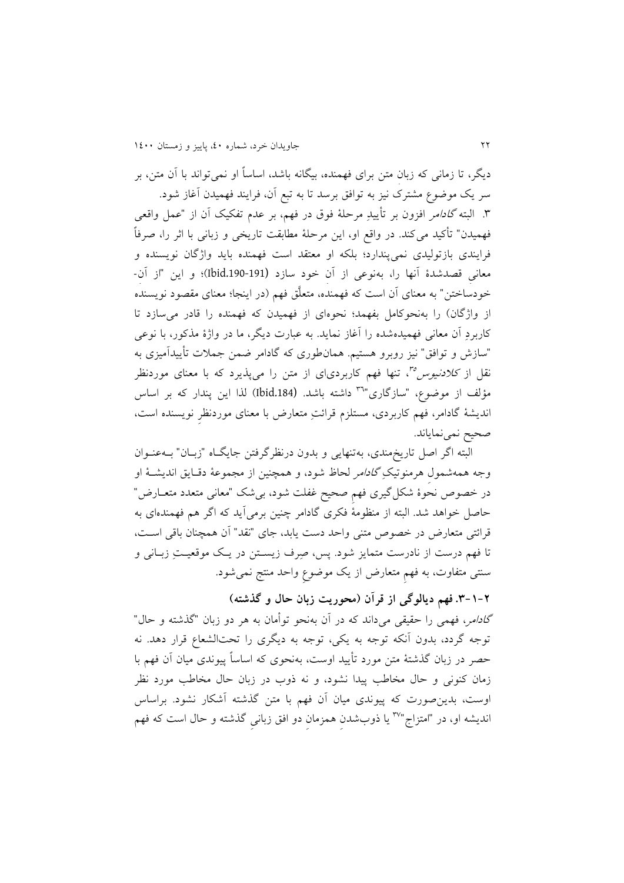دیگر، تا زمانی که زبانِ متن برای فهمنده، بیگانه باشد، اساساً او نمی‌تواند با آن متن، بر سر یک موضوع مشترک نیز به توافق برسد تا به تبع آن، فرایند فهمیدن آغاز شود.

۳. البته *گادامر* افزون بر تأییدِ مرحلۀ فوق در فهم، بر عدم تفکیک آن از "عملِ واقعی فهمیدن" تأکید می‌کند. در واقع او، این مرحلۀ مطابقت تاریخی و زبانی با اثر را، صرفاً فرایندی بازتولیدی نمی‌پندارد؛ بلکه او معتقد است فهمنده باید واژگان نویسنده و معانیِ قصدشدۀ آنها را، به‌نوعی از آن خود سازد (Ibid.190-191)؛ و این "از آن-خودساختن" به معنای آن است که فهمنده، متعلَّق فهم (در اینجا؛ معنای مقصود نویسنده از واژگان) را به‌نحوکامل بفهمد؛ نحوه‌ای از فهمیدن که فهمنده را قادر می‌سازد تا کاربردِ آن معانی فهمیده‌شده را آغاز نماید. به عبارت دیگر، ما در واژۀ مذکور، با نوعی "سازش و توافق" نیز روبرو هستیم. همان‌طوری که گادامر ضمن جملات تأییدآمیزی به نقل از *کلادنیوس*[۳۵]، تنها فهم کاربردی‌ای از متن را می‌پذیرد که با معنای موردنظر مؤلف از موضوع، "سازگاری"[۳۶] داشته باشد. (Ibid.184) لذا این پندار که بر اساس اندیشۀ گادامر، فهم کاربردی، مستلزم قرائتِ متعارض با معنای موردنظرِ نویسنده است، صحیح نمی‌نمایاند.

البته اگر اصل تاریخ‌مندی، به‌تنهایی و بدون درنظرگرفتن جایگاه "زبان" به‌عنوان وجه همه‌شمول هرمنوتیکِ *گادامر* لحاظ شود، و همچنین از مجموعۀ دقایق اندیشۀ او در خصوص نحوۀ شکل‌گیری فهمِ صحیح غفلت شود، بی‌شک "معانی متعدد متعارض" حاصل خواهد شد. البته از منظومۀ فکری گادامر چنین برمی‌آید که اگر هم فهمنده‌ای به قرائتی متعارض در خصوص متنی واحد دست یابد، جای "نقد" آن همچنان باقی است، تا فهم درست از نادرست متمایز شود. پس، صِرف زیستن در یک موقعیتِ زبانی و سنتی متفاوت، به فهمِ متعارض از یک موضوعِ واحد منتج نمی‌شود.

### ۲-۱-۳. فهم دیالوگی از قرآن (محوریت زبان حال و گذشته)

*گادامر*، فهمی را حقیقی می‌داند که در آن به‌نحو توأمان به هر دو زبان "گذشته و حال" توجه گردد، بدون آنکه توجه به یکی، توجه به دیگری را تحت‌الشعاع قرار دهد. نه حصر در زبان گذشتۀ متن مورد تأیید اوست، به‌نحوی که اساساً پیوندی میان آن فهم با زمان کنونی و حال مخاطب پیدا نشود، و نه ذوب در زبان حال مخاطب مورد نظر اوست، بدین‌صورت که پیوندی میان آن فهم با متن گذشته آشکار نشود. براساس اندیشه او، در "امتزاج"[۳۷] یا ذوب‌شدنِ همزمانِ دو افق زبانیِ گذشته و حال است که فهم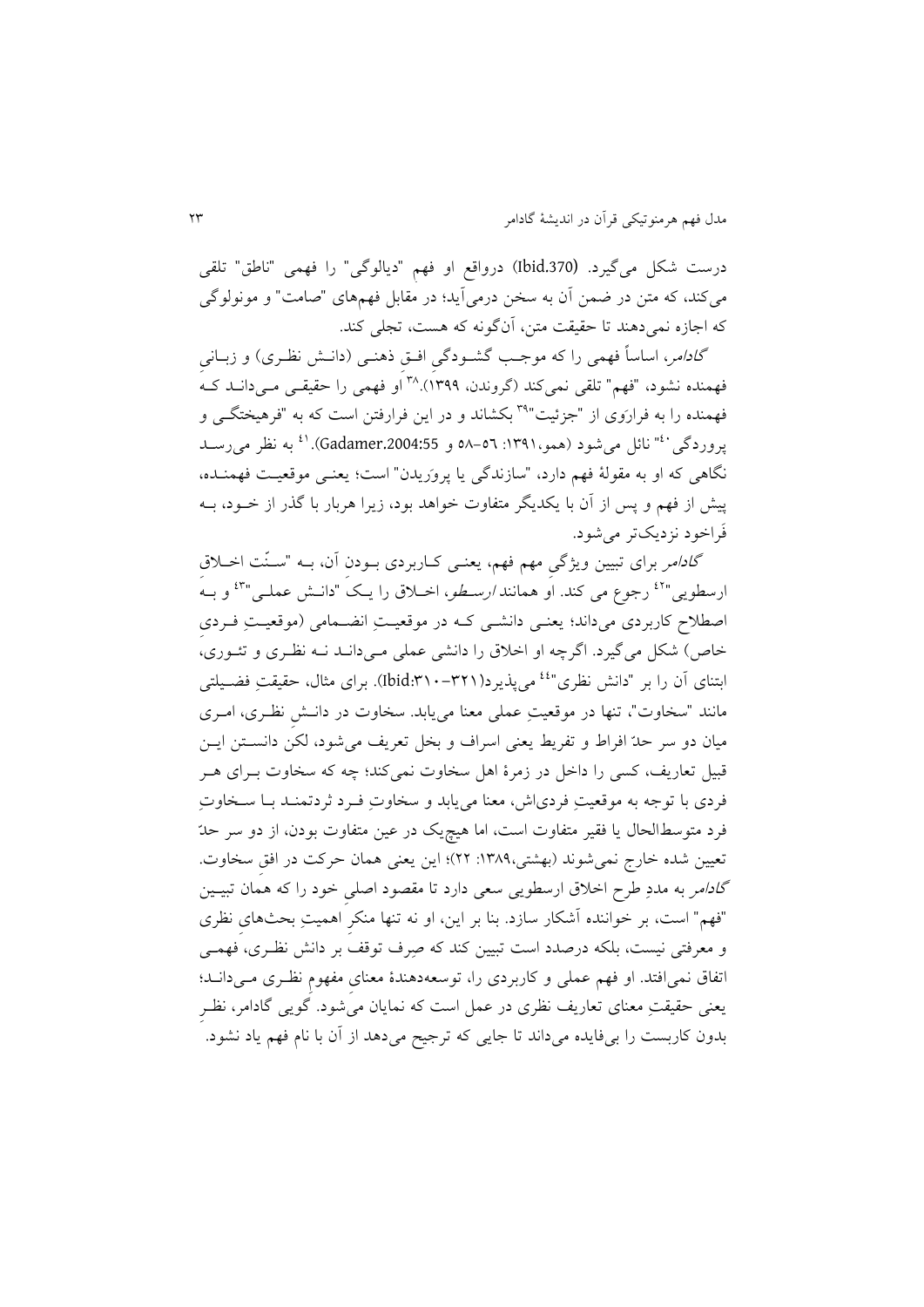درست شکل می‌گیرد. (Ibid.370) درواقع او فهم "دیالوگی" را فهمی "ناطق" تلقی می‌کند، که متن در ضمن آن به سخن درمی‌آید؛ در مقابل فهم‌های "صامت" و مونولوگی که اجازه نمی‌دهند تا حقیقت متن، آن‌گونه که هست، تجلی کند.

*گادامر*، اساساً فهمی را که موجب گشودگیِ افقِ ذهنی (دانش نظری) و زبانیِ فهمنده نشود، "فهم" تلقی نمی‌کند (گروندن، ۱۳۹۹).[38] او فهمی را حقیقی می‌داند که فهمنده را به فرارَوی از "جزئیت"[39] بکشاند و در این فرارفتن است که به "فرهیختگی و پروردگی"[40] نائل می‌شود (همو،۱۳۹۱: ۵۶–۵۸ و Gadamer.2004:55).[41] به نظر می‌رسد نگاهی که او به مقولهٔ فهم دارد، "سازندگی یا پرورَیدن" است؛ یعنی موقعیت فهمنده، پیش از فهم و پس از آن با یکدیگر متفاوت خواهد بود، زیرا هربار با گذر از خود، به فَراخود نزدیک‌تر می‌شود.

*گادامر* برای تبیین ویژگی مهم فهم، یعنی کاربردی بودنِ آن، به "سنّت اخلاق ارسطویی"[42] رجوع می کند. او همانند *ارسطو*، اخلاق را یک "دانش عملی"[43] و به اصطلاح کاربردی می‌داند؛ یعنی دانشی که در موقعیتِ انضمامی (موقعیتِ فردیِ خاص) شکل می‌گیرد. اگرچه او اخلاق را دانشی عملی می‌داند نه نظری و تئوری، ابتنای آن را بر "دانش نظری"[44] می‌پذیرد(Ibid:۳۱۰–۳۲۱). برای مثال، حقیقتِ فضیلتی مانند "سخاوت"، تنها در موقعیتِ عملی معنا می‌یابد. سخاوت در دانشِ نظری، امری میان دو سر حدّ افراط و تفریط یعنی اسراف و بخل تعریف می‌شود، لکن دانستن این قبیل تعاریف، کسی را داخل در زمرهٔ اهل سخاوت نمی‌کند؛ چه که سخاوت برای هر فردی با توجه به موقعیتِ فردی‌اش، معنا می‌یابد و سخاوتِ فرد ثردتمند با سخاوتِ فرد متوسط‌الحال یا فقیر متفاوت است، اما هیچ‌یک در عین متفاوت بودن، از دو سر حدّ تعیین شده خارج نمی‌شوند (بهشتی،۱۳۸۹: ۲۲)؛ این یعنی همان حرکت در افقِ سخاوت. *گادامر* به مددِ طرح اخلاق ارسطویی سعی دارد تا مقصود اصلیِ خود را که همان تبیین "فهم" است، بر خواننده آشکار سازد. بنا بر این، او نه تنها منکرِ اهمیتِ بحث‌های نظری و معرفتی نیست، بلکه درصدد است تبیین کند که صِرف توقف بر دانش نظری، فهمی اتفاق نمی‌افتد. او فهم عملی و کاربردی را، توسعه‌دهندهٔ معنای مفهومِ نظری می‌داند؛ یعنی حقیقتِ معنای تعاریف نظری در عمل است که نمایان می‌شود. گویی گادامر، نظرِ بدون کاربست را بی‌فایده می‌داند تا جایی که ترجیح می‌دهد از آن با نام فهم یاد نشود.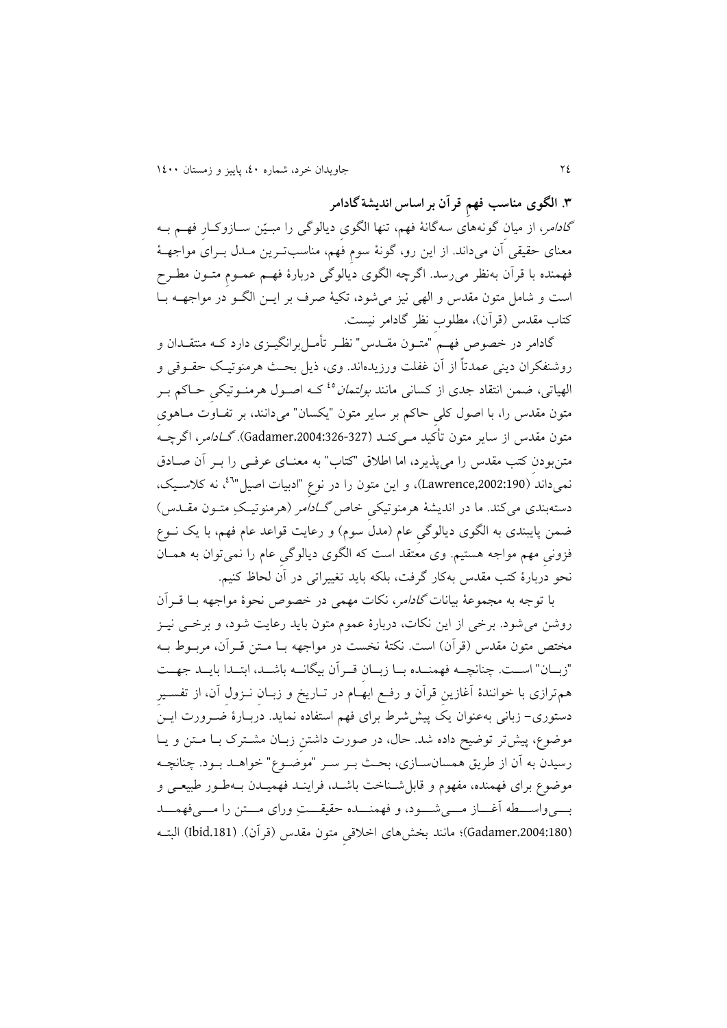### ۳. الگوی مناسب فهم قرآن بر اساس اندیشهٔ گادامر

*گادامر*، از میان گونه‌های سه‌گانهٔ فهم، تنها الگوی دیالوگی را مبیّن سازوکار فهم به معنای حقیقی آن می‌داند. از این رو، گونهٔ سوم فهم، مناسب‌ترین مدل برای مواجههٔ فهمنده با قرآن به‌نظر می‌رسد. اگرچه الگوی دیالوگی دربارهٔ فهم عموم متون مطرح است و شامل متون مقدس و الهی نیز می‌شود، تکیهٔ صرف بر این الگو در مواجهه با کتاب مقدس (قرآن)، مطلوب نظر گادامر نیست.

گادامر در خصوص فهم "متون مقدس" نظر تأمل‌برانگیزی دارد که منتقدان و روشنفکران دینی عمدتاً از آن غفلت ورزیده‌اند. وی، ذیل بحث هرمنوتیک حقوقی و الهیاتی، ضمن انتقاد جدی از کسانی مانند *بولتمان*[45] که اصول هرمنوتیکی حاکم بر متون مقدس را، با اصول کلی حاکم بر سایر متون "یکسان" می‌دانند، بر تفاوت ماهوی متون مقدس از سایر متون تأکید می‌کند (Gadamer.2004:326-327). *گادامر*، اگرچه متن‌بودن کتب مقدس را می‌پذیرد، اما اطلاق "کتاب" به معنای عرفی را بر آن صادق نمی‌داند (Lawrence,2002:190)، و این متون را در نوع "ادبیات اصیل"[46]، نه کلاسیک، دسته‌بندی می‌کند. ما در اندیشهٔ هرمنوتیکی خاص *گادامر* (هرمنوتیک متون مقدس) ضمن پایبندی به الگوی دیالوگی عام (مدل سوم) و رعایت قواعد عام فهم، با یک نوع فزونی مهم مواجه هستیم. وی معتقد است که الگوی دیالوگی عام را نمی‌توان به همان نحو دربارهٔ کتب مقدس به‌کار گرفت، بلکه باید تغییراتی در آن لحاظ کنیم.

با توجه به مجموعهٔ بیانات *گادامر*، نکات مهمی در خصوص نحوهٔ مواجهه با قرآن روشن می‌شود. برخی از این نکات، دربارهٔ عموم متون باید رعایت شود، و برخی نیز مختص متون مقدس (قرآن) است. نکتهٔ نخست در مواجهه با متن قرآن، مربوط به "زبان" است. چنانچه فهمنده با زبان قرآن بیگانه باشد، ابتدا باید جهت هم‌ترازی با خوانندهٔ آغازین قرآن و رفع ابهام در تاریخ و زبان نزول آن، از تفسیر دستوری- زبانی به‌عنوان یک پیش‌شرط برای فهم استفاده نماید. دربارهٔ ضرورت این موضوع، پیش‌تر توضیح داده شد. حال، در صورت داشتن زبان مشترک با متن و یا رسیدن به آن از طریق همسان‌سازی، بحث بر سر "موضوع" خواهد بود. چنانچه موضوع برای فهمنده، مفهوم و قابل‌شناخت باشد، فرایند فهمیدن به‌طور طبیعی و بی‌واسطه آغاز می‌شود، و فهمنده حقیقتِ ورای متن را می‌فهمد (Gadamer.2004:180)؛ مانند بخش‌های اخلاقی متون مقدس (قرآن). (Ibid.181) البته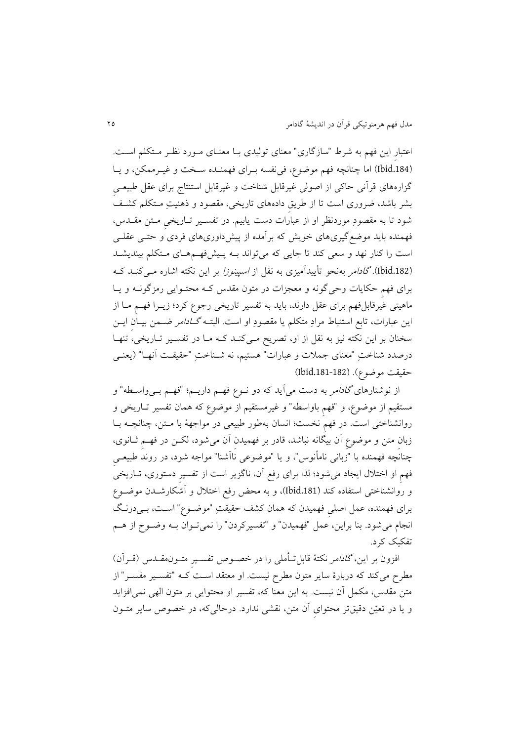اعتبارِ این فهم به شرط "سازگاری" معنای تولیدی بـا معنـای مـورد نظـر مـتکلم اسـت. (Ibid.184) اما چنانچه فهم موضوع، فی‌نفسه بـرای فهمنـده سـخت و غیـرممکن، و یـا گزاره‌های قرآنی حاکی از اصولی غیرقابل شناخت و غیرقابل استنتاج برای عقل طبیعـیِ بشر باشد، ضروری است تا از طریقِ داده‌های تاریخی، مقصود و ذهنیتِ مـتکلم کشـف شود تا به مقصودِ موردنظر او از عباراَت دست یابیم. در تفسـیر تـاریخیِ مـتن مقـدس، فهمنده باید موضع‌گیری‌های خویش که برآمده از پیش‌داوری‌های فردی و حتـی عقلـی است را کنار نهد و سعی کند تا جایی که می‌تواند بـه پـیش‌فهـم‌هـای مـتکلم بیندیشـد (Ibid.182). *گادامر* به‌نحو تأییدآمیزی به نقل از *اسپینوزا* بر این نکته اشاره مـی‌کنـد کـه برای فهمِ حکایات وحی‌گونه و معجزات در متون مقدس کـه محتـوایی رمزگونـه و یـا ماهیتی غیرقابل‌فهم برای عقل دارند، باید به تفسیر تاریخی رجوع کرد؛ زیـرا فهـم مـا از این عبارات، تابع استنباط مرادِ متکلم یا مقصودِ او است. البتـه *گـادامر* ضـمن بیـانِ ایـن سخنان بر این نکته نیز به نقل از او، تصریح مـی‌کنـد کـه مـا در تفسـیر تـاریخی، تنهـا درصدد شناختِ "معنای جملات و عبارات" هستیم، نه شـناختِ "حقیقـت آنهـا" (یعنـی حقیقت موضوع). (Ibid.181-182)

از نوشتارهای *گادامر* به دست می‌آید که دو نـوع فهـم داریـم؛ "فهـم بـی‌واسـطه" و مستقیم از موضوع، و "فهمِ باواسطه" و غیرمستقیم از موضوع که همان تفسیر تـاریخی و روانشناختی است. در فهمِ نخست؛ انسان به‌طور طبیعی در مواجههٔ با مـتن، چنانچـه بـا زبانِ متن و موضوعِ آن بیگانه نباشد، قادر بر فهمیدنِ آن می‌شود، لکـن در فهـمِ ثـانوی، چنانچه فهمنده با "زبانی نامأنوس"، و یا "موضوعی ناآشنا" مواجه شود، در روندِ طبیعـیِ فهمِ او اختلال ایجاد می‌شود؛ لذا برای رفع آن، ناگزیر است از تفسیرِ دستوری، تـاریخی و روانشناختی استفاده کند (Ibid.181)، و به محض رفع اختلال و آشکارشـدن موضـوع برای فهمنده، عمل اصلیِ فهمیدن که همان کشف حقیقتِ "موضـوع" اسـت، بـی‌درنـگ انجام می‌شود. بنا براین، عمل "فهمیدن" و "تفسیرکردن" را نمی‌تـوان بـه وضـوح از هـم تفکیک کرد.

افزون بر این، *گادامر* نکتهٔ قابل‌تـأملی را در خصـوص تفسـیرِ متـون‌مقـدس (قـرآن) مطرح می‌کند که دربارهٔ سایر متون مطرح نیست. او معتقد اسـت کـه "تفسـیر مفسـر" از متن مقدس، مکمل آن نیست. به این معنا که، تفسیر او محتوایی بر متون الهی نمی‌افزاید و یا در تعیّن دقیق‌تر محتوایِ آن متن، نقشی ندارد. درحالی‌که، در خصوص سایر متـون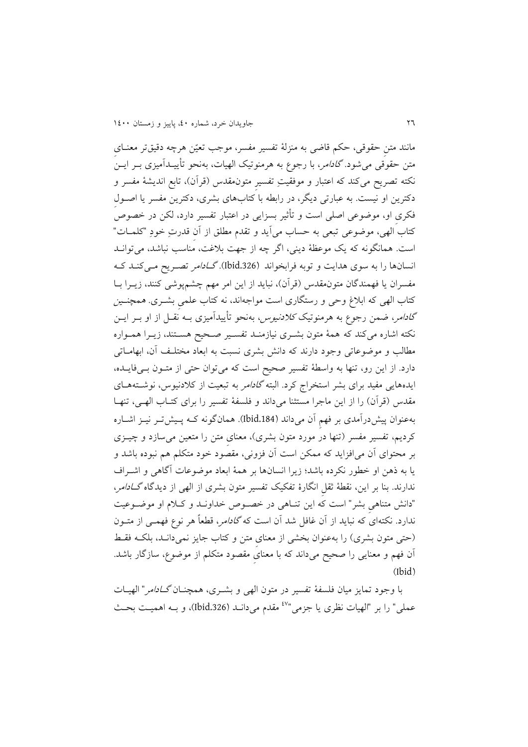مانند متنِ حقوقی، حکم قاضی به منزلهٔ تفسیر مفسر، موجب تعیّن هرچه دقیق‌تر معنـایِ متن حقوقی می‌شود. *گادامر*، با رجوع به هرمنوتیک الهیات، به‌نحو تأییـدآمیزی بـر ایـن نکته تصریح می‌کند که اعتبار و موفقیتِ تفسیرِ متون‌مقدس (قرآن)، تابع اندیشهٔ مفسر و دکترین او نیست. به عبارتی دیگر، در رابطه با کتاب‌های بشری، دکترین مفسر یا اصـولِ فکری او، موضوعی اصلی است و تأثیر بسزایی در اعتبار تفسیر دارد، لکن در خصوصِ کتاب الهی، موضوعی تبعی به حساب می‌آید و تقدم مطلق از آن قدرتِ خودِ "کلمـات" است. همانگونه که یک موعظهٔ دینی، اگر چه از جهت بلاغت، مناسب نباشد، می‌توانـد انسان‌ها را به سوی هدایت و توبه فرابخواند (Ibid.326). *گـادامر* تصـریح مـی‌کنـد کـه مفسران یا فهمندگان متون‌مقدس (قرآن)، نباید از این امر مهم چشم‌پوشی کنند، زیـرا بـا کتاب الهی که ابلاغ وحی و رستگاری است مواجه‌اند، نه کتاب علمیِ بشـری. همچنـین *گادامر*، ضمن رجوع به هرمنوتیک *کلادنیوس*، به‌نحو تأییدآمیزی بـه نقـل از او بـر ایـن نکته اشاره می‌کند که همهٔ متون بشـری نیازمنـد تفسـیر صـحیح هسـتند، زیـرا همـواره مطالب و موضوعاتی وجود دارند که دانش بشری نسبت به ابعاد مختلـف آن، ابهامـاتی دارد. از این رو، تنها به واسطهٔ تفسیر صحیح است که می‌توان حتی از متـون بـی‌فایـده، ایده‌هایی مفید برای بشر استخراج کرد. البته *گادامر* به تبعیت از کلادنیوس، نوشـته‌هـای مقدس (قرآن) را از این ماجرا مستثنا می‌داند و فلسفهٔ تفسیر را برای کتـاب الهـی، تنهـا به‌عنوان پیش‌درآمدی بر فهمِ آن می‌داند (Ibid.184). همان‌گونه کـه پـیش‌تـر نیـز اشـاره کردیم، تفسیر مفسر (تنها در مورد متون بشری)، معنایِ متن را متعین می‌سازد و چیـزی بر محتوای آن می‌افزاید که ممکن است آن فزونی، مقصود خود متکلم هم نبوده باشد و یا به ذهن او خطور نکرده باشد؛ زیرا انسان‌ها بر همهٔ ابعاد موضوعات آگاهی و اشـراف ندارند. بنا بر این، نقطهٔ ثقلِ انگارهٔ تفکیک تفسیر متون بشری از الهی از دیدگاه *گـادامر*، "دانش متناهیِ بشر" است که این تنـاهی در خصـوص خداونـد و کـلام او موضـوعیت ندارد. نکته‌ای که نباید از آن غافل شد آن است که *گادامر*، قطعاً هر نوع فهمـی از متـون (حتی متون بشری) را به‌عنوان بخشی از معنای متن و کتاب جایز نمی‌دانـد، بلکـه فقـط آن فهم و معنایی را صحیح می‌داند که با معنایِ مقصود متکلم از موضوع، سازگار باشد. (Ibid)

با وجود تمایز میان فلسفهٔ تفسیر در متون الهی و بشـری، همچنـان *گـادامر* "الهیـات عملی" را بر "الهیات نظری یا جزمی"[47] مقدم می‌دانـد (Ibid.326)، و بـه اهمیـت بحـث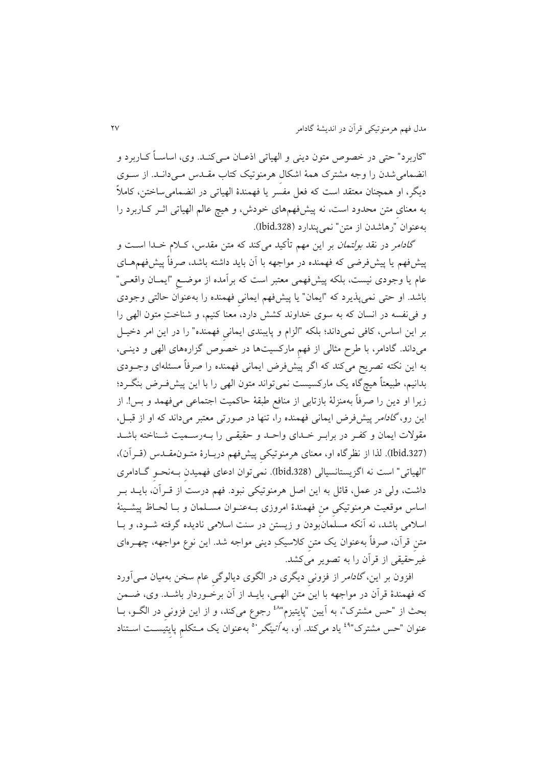"کاربرد" حتی در خصوص متون دینی و الهیاتی اذعـان مـی‌کنـد. وی، اساسـاً کـاربرد و انضمامی‌شدن را وجه مشترک همهٔ اشکال هرمنوتیک کتاب مقـدس مـی‌دانـد. از سـوی دیگر، او همچنان معتقد است که فعل مفسر یا فهمندهٔ الهیاتی در انضمامی‌ساختن، کاملاً به معنای متن محدود است، نه پیش‌فهم‌های خودش، و هیچ عالم الهیاتی اثـر کـاربرد را به‌عنوان "رهاشدن از متن" نمی‌پندارد (Ibid.328).

*گادامر* در نقد *بولتمان* بر این مهم تأکید می‌کند که متن مقدس، کـلام خـدا اسـت و پیش‌فهم یا پیش‌فرضی که فهمنده در مواجهه با آن باید داشته باشد، صرفاً پیش‌فهم‌هـای عام یا وجودی نیست، بلکه پیش‌فهمی معتبر است که برآمده از موضـع "ایمـان واقعـی" باشد. او حتی نمی‌پذیرد که "ایمان" یا پیش‌فهم ایمانی فهمنده را به‌عنوان حالتی وجودی و فی‌نفسه در انسان که به سوی خداوند کشش دارد، معنا کنیم، و شناختِ متون الهی را بر این اساس، کافی نمی‌داند؛ بلکه "الزام و پایبندی ایمانیِ فهمنده" را در این امر دخیـل می‌داند. گادامر، با طرح مثالی از فهم مارکسیست‌ها در خصوص گزاره‌های الهی و دینـی، به این نکته تصریح می‌کند که اگر پیش‌فرض ایمانی فهمنده را صرفاً مسئله‌ای وجـودی بدانیم، طبیعتاً هیچ‌گاه یک مارکسیست نمی‌تواند متون الهی را با این پیش‌فـرض بنگـرد؛ زیرا او دین را صرفاً به‌منزلهٔ بازتابی از منافع طبقهٔ حاکمیت اجتماعی می‌فهمد و بس!. از این رو، *گادامر* پیش‌فرض ایمانی فهمنده را، تنها در صورتی معتبر می‌داند که او از قبـل، مقولات ایمان و کفـر در برابـر خـدای واحـد و حقیقـی را بـه‌رسـمیت شـناخته باشـد (Ibid.327). لذا از نظرگاه او، معنای هرمنوتیکی پیش‌فهم دربـارهٔ متـون‌مقـدس (قـرآن)، "الهیاتی" است نه اگزیستانسیالی (Ibid.328). نمی‌توان ادعای فهمیدن بـه‌نحـو گـادامری داشت، ولی در عمل، قائل به این اصل هرمنوتیکی نبود. فهم درست از قـرآن، بایـد بـر اساس موقعیت هرمنوتیکیِ منِ فهمندهٔ امروزی بـه‌عنـوان مسـلمان و بـا لحـاظ پیشـینهٔ اسلامی باشد، نه آنکه مسلمان‌بودن و زیستن در سنت اسلامی نادیده گرفته شـود، و بـا متنِ قرآن، صرفاً به‌عنوان یک متنِ کلاسیکِ دینی مواجه شد. این نوع مواجهه، چهـره‌ای غیرحقیقی از قرآن را به تصویر می‌کشد.

افزون بر این، *گادامر* از فزونیِ دیگری در الگوی دیالوگیِ عام سخن به‌میان مـی‌آورد که فهمندهٔ قرآن در مواجهه با این متن الهـی، بایـد از آن برخـوردار باشـد. وی، ضـمن بحث از "حس مشترک"، به آیین "پایتیزم"[48] رجوع می‌کند، و از این فزونی در الگـو، بـا عنوان "حس مشترک"[49] یاد می‌کند. او، به *اُتینگر*[50] به‌عنوان یک مـتکلمِ پایتیسـت اسـتناد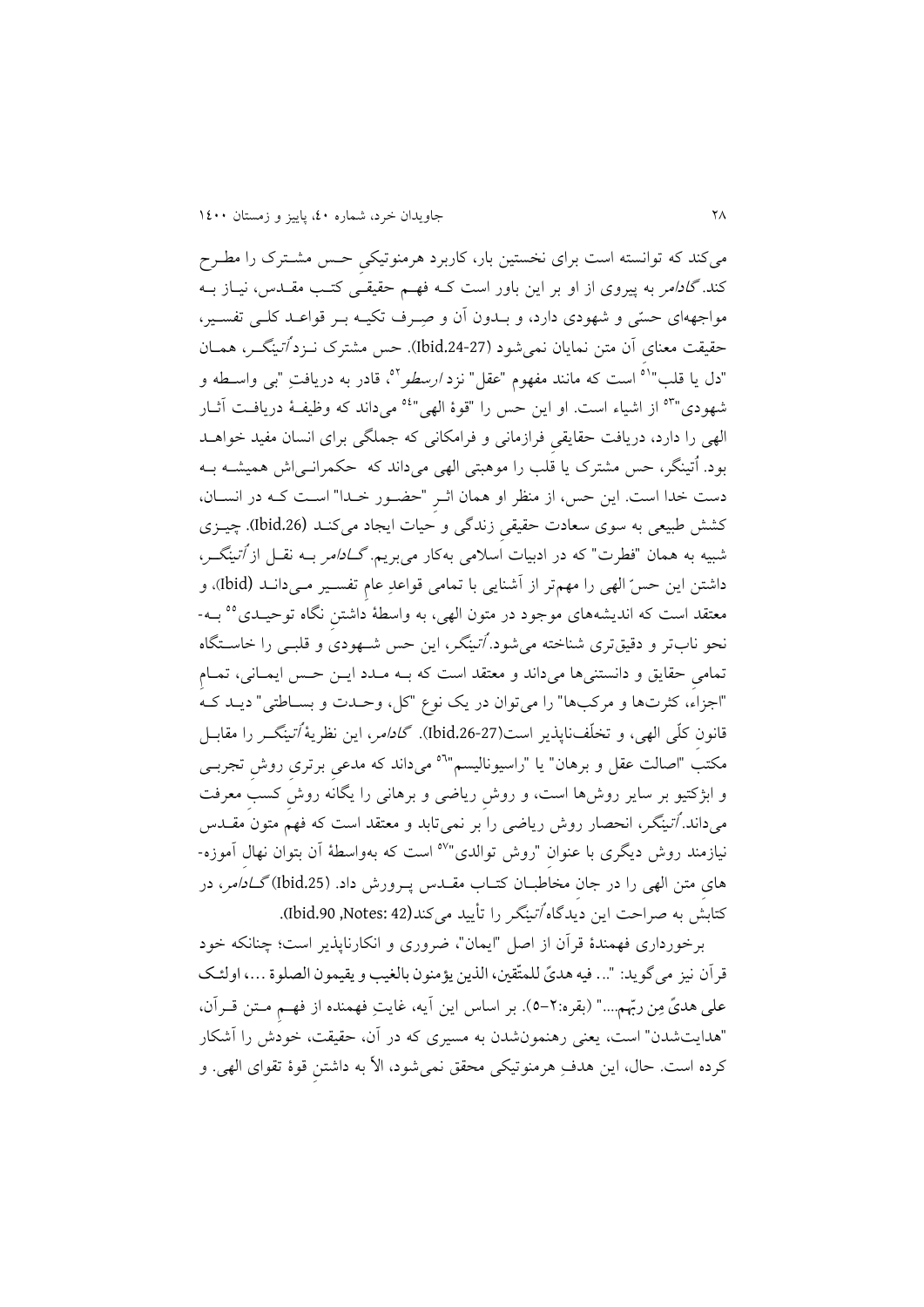می‌کند که توانسته است برای نخستین بار، کاربرد هرمنوتیکیِ حـس مشـترک را مطـرح کند. *گادامر* به پیروی از او بر این باور است کـه فهـم حقیقـی کتـب مقـدس، نیـاز بـه مواجهه‌ای حسّی و شهودی دارد، و بـدون آن و صِـرف تکیـه بـر قواعـد کلـی تفسـیر، حقیقت معنای آن متن نمایان نمی‌شود (Ibid.24-27). حس مشترک نـزد *اُتینگـر*، همـان "دل یا قلب"[51] است که مانند مفهوم "عقل" نزد *ارسطو*[52]، قادر به دریافتِ "بی واسـطه و شهودی"[53] از اشیاء است. او این حس را "قوهٔ الهی"[54] می‌داند که وظیفـهٔ دریافـت آثـار الهی را دارد، دریافت حقایقِ فرازمانی و فرامکانی که جملگی برای انسان مفید خواهـد بود. اُتینگر، حس مشترک یا قلب را موهبتی الهی می‌داند که حکمرانـی‌اش همیشـه بـه دست خدا است. این حس، از منظر او همان اثـر "حضـور خـدا" اسـت کـه در انسـان، کشش طبیعی به سوی سعادت حقیقیِ زندگی و حیات ایجاد می‌کنـد (Ibid.26). چیـزی شبیه به همان "فطرت" که در ادبیات اسلامی به‌کار می‌بریم. *گـادامر* بـه نقـل از *اُتینگـر*، داشتن این حسِّ الهی را مهم‌تر از آشنایی با تمامی قواعدِ عامِ تفسـیر مـی‌دانـد (Ibid)، و معتقد است که اندیشه‌های موجود در متون الهی، به واسطهٔ داشتنِ نگاه توحیـدی[55] بـه-نحو ناب‌تر و دقیق‌تری شناخته می‌شود. *اُتینگر*، این حس شـهودی و قلبـی را خاسـتگاه تمامیِ حقایق و دانستنی‌ها می‌داند و معتقد است که بـه مـدد ایـن حـس ایمـانی، تمـامِ "اجزاء، کثرت‌ها و مرکب‌ها" را می‌توان در یک نوعِ "کل، وحـدت و بسـاطتی" دیـد کـه قانونِ کلّی الهی، و تخلّف‌ناپذیر است(Ibid.26-27). *گادامر*، این نظریهٔ *اُتینگـر* را مقابـل مکتبِ "اصالت عقل و برهان" یا "راسیونالیسم"[56] می‌داند که مدعیِ برتریِ روشِ تجربـی و ابژکتیو بر سایر روش‌ها است، و روشِ ریاضی و برهانی را یگانه روشِ کسبِ معرفت می‌داند. *اُتینگر*، انحصار روش ریاضی را بر نمی‌تابد و معتقد است که فهمِ متونِ مقـدس نیازمند روش دیگری با عنوانِ "روش توالدی"[57] است که به‌واسطهٔ آن بتوان نهالِ آموزه-های متن الهی را در جانِ مخاطبـان کتـاب مقـدس پـرورش داد. (Ibid.25) *گـادامر*، در کتابش به صراحت این دیدگاه *اُتینگر* را تأیید می‌کند(Ibid.90 ,Notes: 42).

برخورداری فهمندهٔ قرآن از اصل "ایمان"، ضروری و انکارناپذیر است؛ چنانکه خود قرآن نیز می‌گوید: "... فیه هدیً للمتّقین، الذین یؤمنون بالغیب و یقیمون الصلوة ...، اولئک علی هدیً مِن ربّهم..." (بقره:۲–۵). بر اساس این آیه، غایتِ فهمنده از فهـمِ مـتن قـرآن، "هدایت‌شدن" است، یعنی رهنمون‌شدن به مسیری که در آن، حقیقت، خودش را آشکار کرده است. حال، این هدفِ هرمنوتیکی محقق نمی‌شود، الاّ به داشتنِ قوهٔ تقوای الهی. و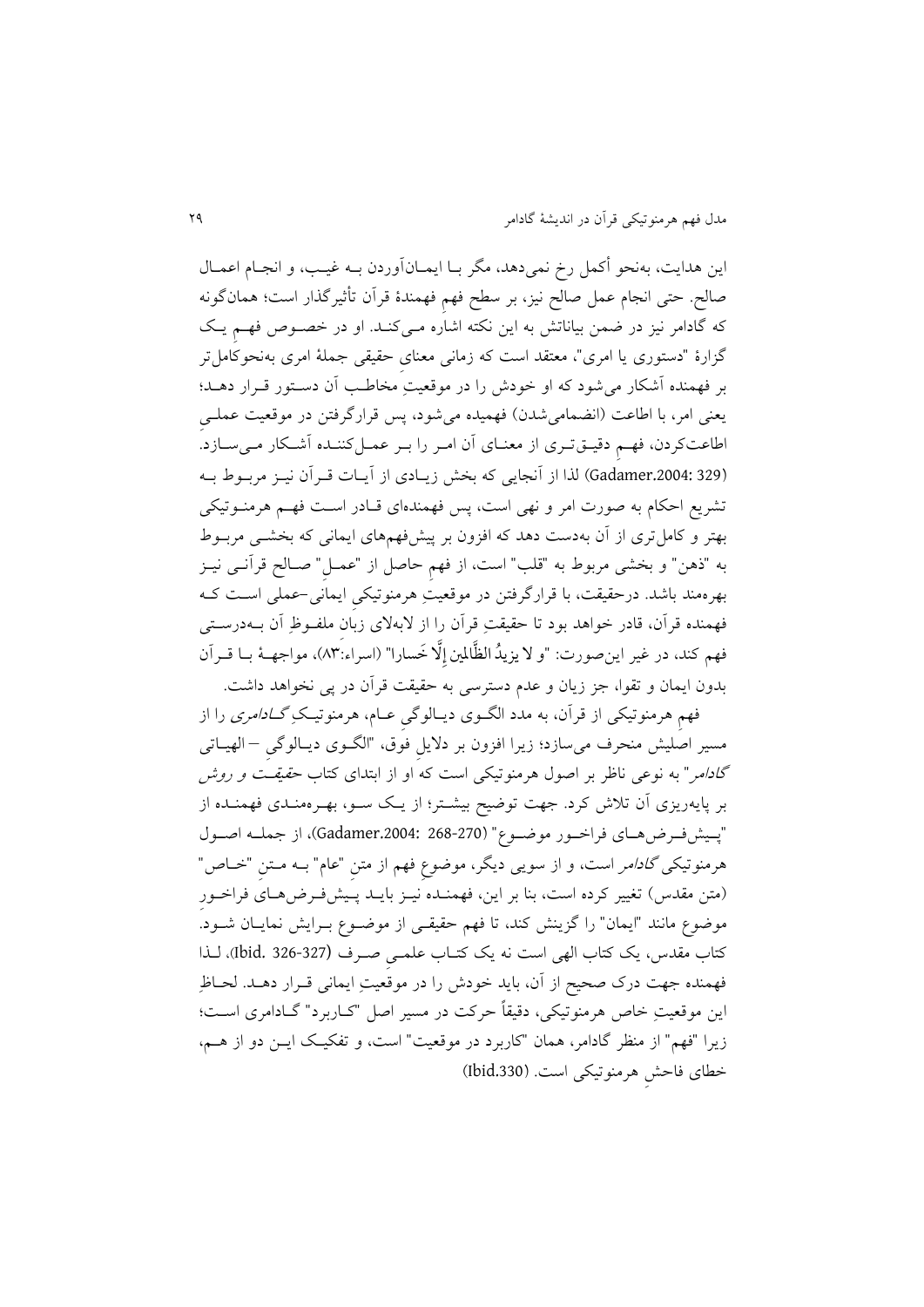این هدایت، به‌نحو أکمل رخ نمی‌دهد، مگر بـا ایمـان‌آوردن بـه غیـب، و انجـام اعمـال صالح. حتی انجام عمل صالح نیز، بر سطح فهمِ فهمندهٔ قرآن تأثیرگذار است؛ همان‌گونه که گادامر نیز در ضمن بیاناتش به این نکته اشاره مـی‌کنـد. او در خصـوص فهـمِ یـک گزارهٔ "دستوری یا امری"، معتقد است که زمانی معنایِ حقیقی جملهٔ امری به‌نحوکامل‌تر بر فهمنده آشکار می‌شود که او خودش را در موقعیتِ مخاطـب آن دسـتور قـرار دهـد؛ یعنی امر، با اطاعت (انضمامی‌شدن) فهمیده می‌شود، پس قرارگرفتن در موقعیت عملـیِ اطاعت‌کردن، فهـمِ دقیـق‌تـری از معنـای آن امـر را بـر عمـل‌کننـده آشـکار مـی‌سـازد. (Gadamer.2004: 329) لذا از آنجایی که بخش زیـادی از آیـات قـرآن نیـز مربـوط بـه تشریع احکام به صورت امر و نهی است، پس فهمنده‌ای قـادر اسـت فهـم هرمنـوتیکی بهتر و کامل‌تری از آن به‌دست دهد که افزون بر پیش‌فهم‌های ایمانی که بخشـی مربـوط به "ذهن" و بخشی مربوط به "قلب" است، از فهمِ حاصل از "عمـل" صـالح قرآنـی نیـز بهره‌مند باشد. درحقیقت، با قرارگرفتن در موقعیتِ هرمنوتیکی ایمانی-عملی اسـت کـه فهمنده قرآن، قادر خواهد بود تا حقیقتِ قرآن را از لابه‌لای زبان ملفـوظِ آن بـه‌درسـتی فهم کند، در غیر این‌صورت: "و لا یزیدُ الظّالمین إلّا خَسارا" (اسراء:۸۳)، مواجهـهٔ بـا قـرآن بدون ایمان و تقوا، جز زیان و عدم دسترسی به حقیقت قرآن در پی نخواهد داشت.

فهمِ هرمنوتیکی از قرآن، به مدد الگـوی دیـالوگیِ عـام، هرمنوتیـکِ *گـادامری* را از مسیر اصلیش منحرف می‌سازد؛ زیرا افزون بر دلایلِ فوق، "الگـوی دیـالوگیِ –الهیـاتی *گادامر*" به نوعی ناظر بر اصول هرمنوتیکی است که او از ابتدای کتاب *حقیقـت و روش* بر پایه‌ریزی آن تلاش کرد. جهت توضیح بیشـتر؛ از یـک سـو، بهـره‌منـدی فهمنـده از "پـیش‌فـرض‌هـای فراخـور موضـوع" (Gadamer.2004: 268-270)، از جملـه اصـول هرمنوتیکی *گادامر* است، و از سویی دیگر، موضوعِ فهم از متنِ "عام" بـه مـتنِ "خـاص" (متن مقدس) تغییر کرده است، بنا بر این، فهمنـده نیـز بایـد پـیش‌فـرض‌هـای فراخـورِ موضوع مانند "ایمان" را گزینش کند، تا فهم حقیقـی از موضـوع بـرایش نمایـان شـود. کتاب مقدس، یک کتاب الهی است نه یک کتـاب علمـی صـرف (Ibid. 326-327)، لـذا فهمنده جهت درک صحیح از آن، باید خودش را در موقعیتِ ایمانی قـرار دهـد. لحـاظِ این موقعیتِ خاص هرمنوتیکی، دقیقاً حرکت در مسیر اصل "کـاربرد" گـادامری اسـت؛ زیرا "فهم" از منظر گادامر، همان "کاربرد در موقعیت" است، و تفکیـک ایـن دو از هـم، خطای فاحشِ هرمنوتیکی است. (Ibid.330)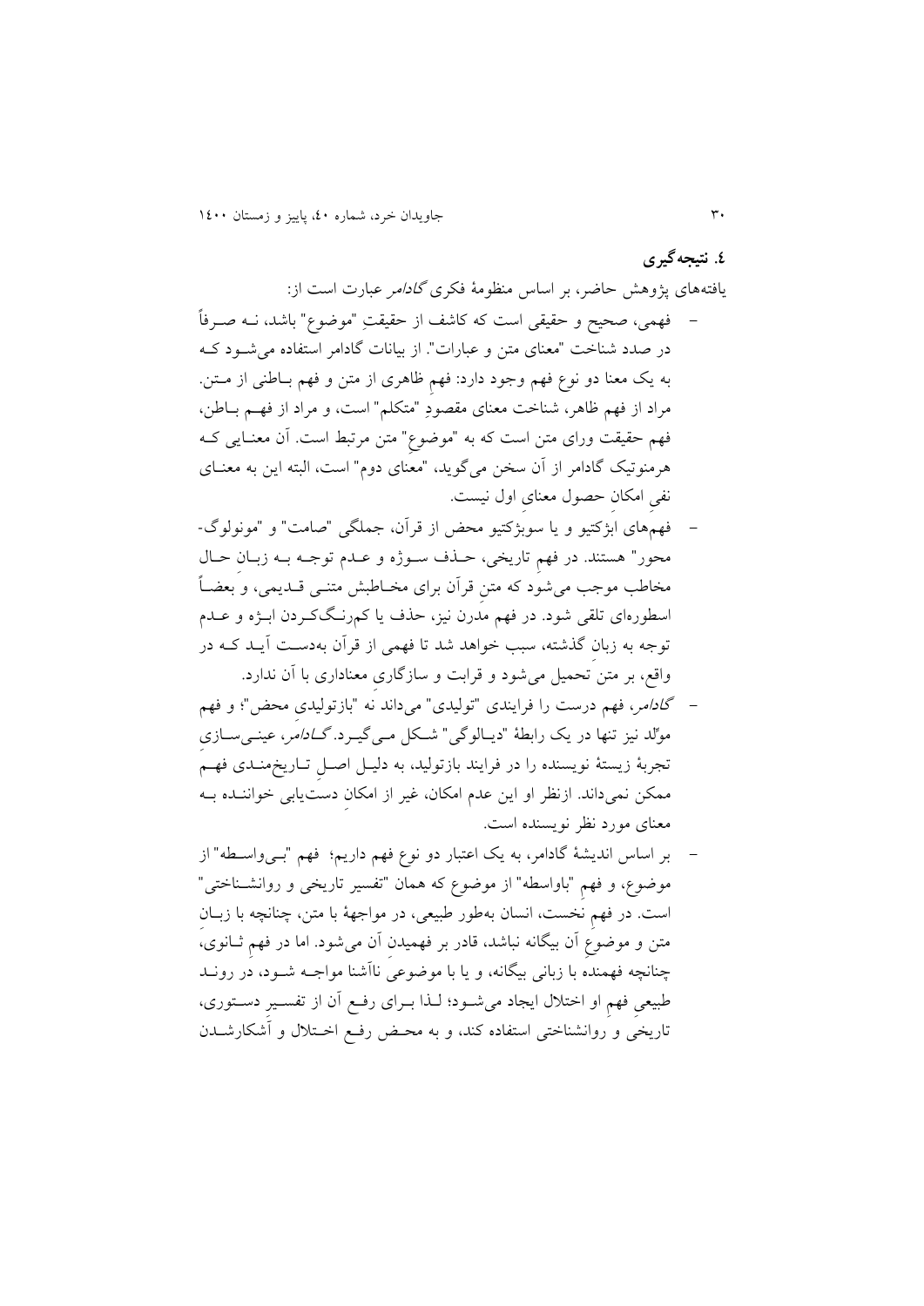## ٤. نتیجه‌گیری

یافته‌های پژوهش حاضر، بر اساس منظومهٔ فکری *گادامر* عبارت است از:

- فهمی، صحیح و حقیقی است که کاشف از حقیقتِ "موضوع" باشد، نــه صــرفاً در صدد شناخت "معنای متن و عبارات". از بیانات گادامر استفاده می‌شــود کــه به یک معنا دو نوع فهم وجود دارد: فهم ظاهری از متن و فهم بــاطنی از مــتن. مراد از فهم ظاهر، شناخت معنای مقصودِ "متکلم" است، و مراد از فهــم بــاطن، فهم حقیقت ورای متن است که به "موضوع" متن مرتبط است. آن معنــایی کــه هرمنوتیک گادامر از آن سخن می‌گوید، "معنای دوم" است، البته این به معنــای نفیِ امکان حصول معنای اول نیست.
- فهم‌های ابژکتیو و یا سوبژکتیو محض از قرآن، جملگی "صامت" و "مونولوگ-محور" هستند. در فهمِ تاریخی، حــذف ســوژه و عــدم توجــه بــه زبــان حــال مخاطب موجب می‌شود که متنِ قرآن برای مخــاطبش متنــی قــدیمی، و بعضــاً اسطوره‌ای تلقی شود. در فهم مدرن نیز، حذف یا کم‌رنــگ‌کــردن ابــژه و عــدم توجه به زبانِ گذشته، سبب خواهد شد تا فهمی از قرآن به‌دســت آیــد کــه در واقع، بر متن تحمیل می‌شود و قرابت و سازگاری معناداری با آن ندارد.
- *گادامر*، فهم درست را فرایندی "تولیدی" می‌داند نه "بازتولیدی محض"؛ و فهم مولّد نیز تنها در یک رابطهٔ "دیــالوگی" شــکل مــی‌گیــرد. *گــادامر*، عینــی‌ســازیِ تجربهٔ زیستهٔ نویسنده را در فرایند بازتولید، به دلیــل اصــلِ تــاریخ‌منــدی فهــم ممکن نمی‌داند. ازنظر او این عدم امکان، غیر از امکانِ دست‌یابی خواننــده بــه معنای مورد نظر نویسنده است.
- بر اساس اندیشهٔ گادامر، به یک اعتبار دو نوع فهم داریم؛ فهم "بــی‌واســطه" از موضوع، و فهمِ "باواسطه" از موضوع که همان "تفسیر تاریخی و روانشــناختی" است. در فهمِ نخست، انسان به‌طور طبیعی، در مواجهۀ با متن، چنانچه با زبــانِ متن و موضوعِ آن بیگانه نباشد، قادر بر فهمیدنِ آن می‌شود. اما در فهمِ ثــانوی، چنانچه فهمنده با زبانی بیگانه، و یا با موضوعیِ ناآشنا مواجــه شــود، در رونــد طبیعیِ فهمِ او اختلال ایجاد می‌شــود؛ لــذا بــرای رفــع آن از تفســیرِ دســتوری، تاریخی و روانشناختی استفاده کند، و به محــض رفــع اخــتلال و آشکارشــدن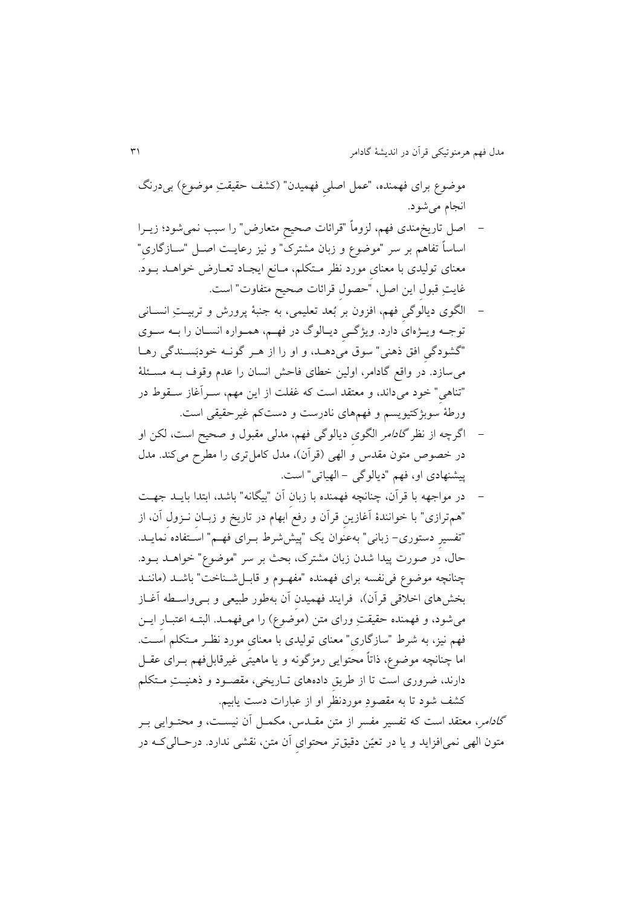موضوع برای فهمنده، "عمل اصلیِ فهمیدن" (کشف حقیقتِ موضوع) بی‌درنگ انجام می‌شود.

- اصل تاریخ‌مندی فهم، لزوماً "قرائات صحیحِ متعارض" را سبب نمی‌شود؛ زیرا اساساً تفاهم بر سر "موضوع و زبان مشترک" و نیز رعایت اصل "سازگاری" معنای تولیدی با معنای مورد نظر متکلم، مانع ایجاد تعارض خواهد بود. غایتِ قبولِ این اصل، "حصول قرائات صحیح متفاوت" است.
- الگوی دیالوگیِ فهم، افزون بر بُعد تعلیمی، به جنبهٔ پرورش و تربیتِ انسانی توجه ویژه‌ای دارد. ویژگیِ دیالوگ در فهم، همواره انسان را به سوی "گشودگیِ افق ذهنی" سوق می‌دهد، و او را از هر گونه خودبَسندگی رها می‌سازد. در واقع گادامر، اولین خطای فاحش انسان را عدم وقوف به مسئلهٔ "تناهیِ" خود می‌داند، و معتقد است که غفلت از این مهم، سرآغاز سقوط در ورطهٔ سوبژکتیویسم و فهم‌های نادرست و دست‌کم غیرحقیقی است.
- اگرچه از نظر *گادامر* الگوی دیالوگیِ فهم، مدلی مقبول و صحیح است، لکن او در خصوص متون مقدس و الهی (قرآن)، مدل کامل‌تری را مطرح می‌کند. مدل پیشنهادی او، فهم "دیالوگی – الهیاتی" است.
- در مواجهه با قرآن، چنانچه فهمنده با زبانِ آن "بیگانه" باشد، ابتدا باید جهت "هم‌ترازی" با خوانندهٔ آغازینِ قرآن و رفعِ ابهام در تاریخ و زبانِ نزولِ آن، از "تفسیرِ دستوری- زبانی" به‌عنوان یک "پیش‌شرط برای فهم" استفاده نماید. حال، در صورت پیدا شدن زبان مشترک، بحث بر سر "موضوع" خواهد بود. چنانچه موضوع فی‌نفسه برای فهمنده "مفهوم و قابل‌شناخت" باشد (مانند بخش‌های اخلاقی قرآن)، فرایند فهمیدنِ آن به‌طور طبیعی و بی‌واسطه آغاز می‌شود، و فهمنده حقیقتِ ورای متن (موضوع) را می‌فهمد. البته اعتبارِ این فهم نیز، به شرط "سازگاری" معنای تولیدی با معنای مورد نظر متکلم است. اما چنانچه موضوع، ذاتاً محتوایی رمزگونه و یا ماهیتی غیرقابل‌فهم برای عقل دارند، ضروری است تا از طریقِ داده‌های تاریخی، مقصود و ذهنیتِ متکلم کشف شود تا به مقصودِ موردنظرِ او از عبارات دست یابیم.

*گادامر*، معتقد است که تفسیر مفسر از متن مقدس، مکمل آن نیست، و محتوایی بر متون الهی نمی‌افزاید و یا در تعیّن دقیق‌تر محتوای آن متن، نقشی ندارد. درحالی‌که در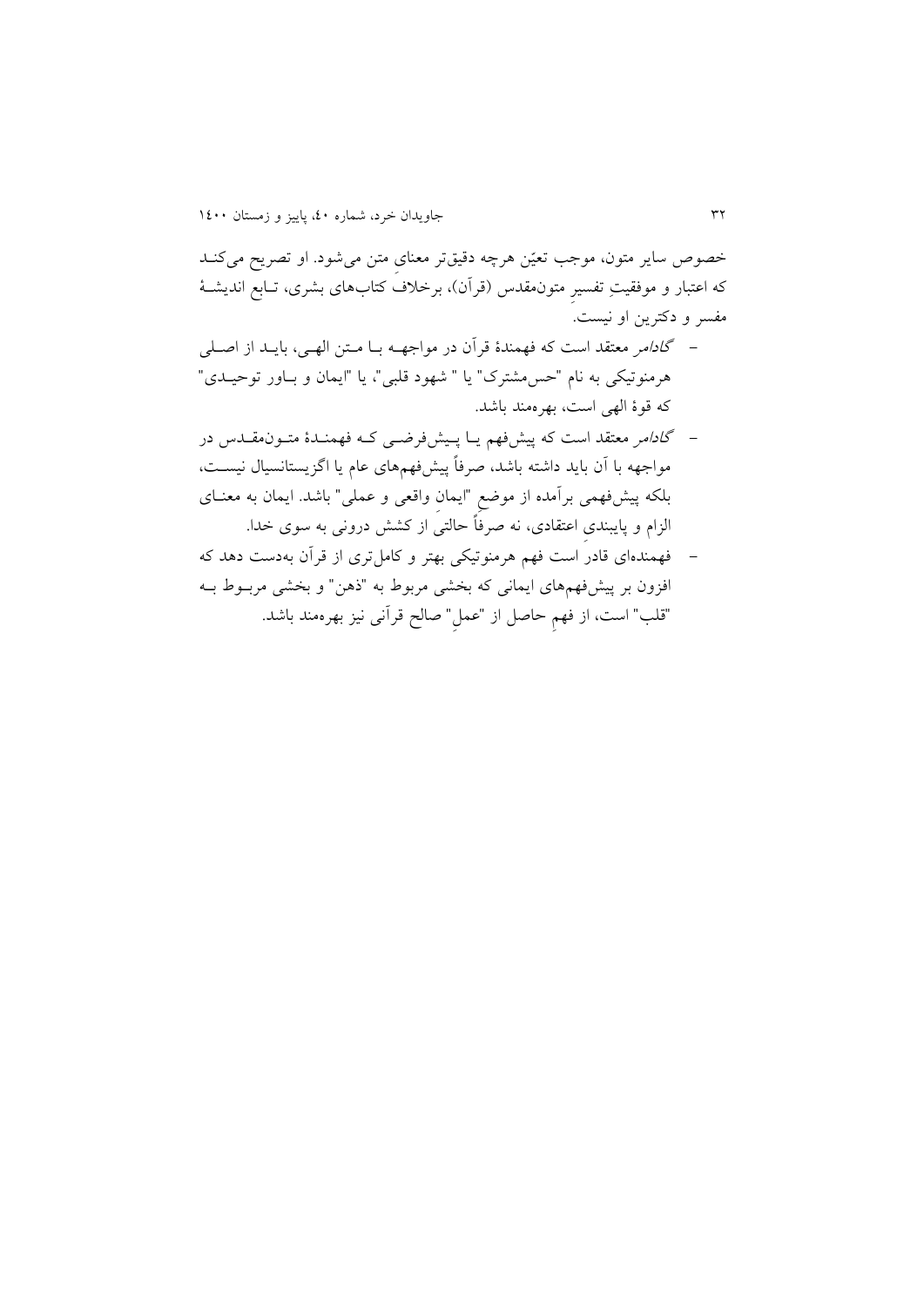خصوص سایر متون، موجب تعیّن هرچه دقیق‌تر معنای متن می‌شود. او تصریح می‌کند که اعتبار و موفقیتِ تفسیرِ متون‌مقدس (قرآن)، برخلاف کتاب‌های بشری، تابع اندیشهٔ مفسر و دکترین او نیست.

- *گادامر* معتقد است که فهمندهٔ قرآن در مواجهه با متن الهی، باید از اصلی هرمنوتیکی به نام "حس‌مشترک" یا " شهود قلبی"، یا "ایمان و باور توحیدی" که قوهٔ الهی است، بهره‌مند باشد.
- *گادامر* معتقد است که پیش‌فهم یا پیش‌فرضی که فهمندهٔ متون‌مقدس در مواجهه با آن باید داشته باشد، صرفاً پیش‌فهم‌های عام یا اگزیستانسیال نیست، بلکه پیش‌فهمی برآمده از موضعِ "ایمانِ واقعی و عملی" باشد. ایمان به معنای الزام و پایبندیِ اعتقادی، نه صرفاً حالتی از کشش درونی به سوی خدا.
- فهمنده‌ای قادر است فهم هرمنوتیکی بهتر و کامل‌تری از قرآن به‌دست دهد که افزون بر پیش‌فهم‌های ایمانی که بخشی مربوط به "ذهن" و بخشی مربوط به "قلب" است، از فهمِ حاصل از "عملِ" صالح قرآنی نیز بهره‌مند باشد.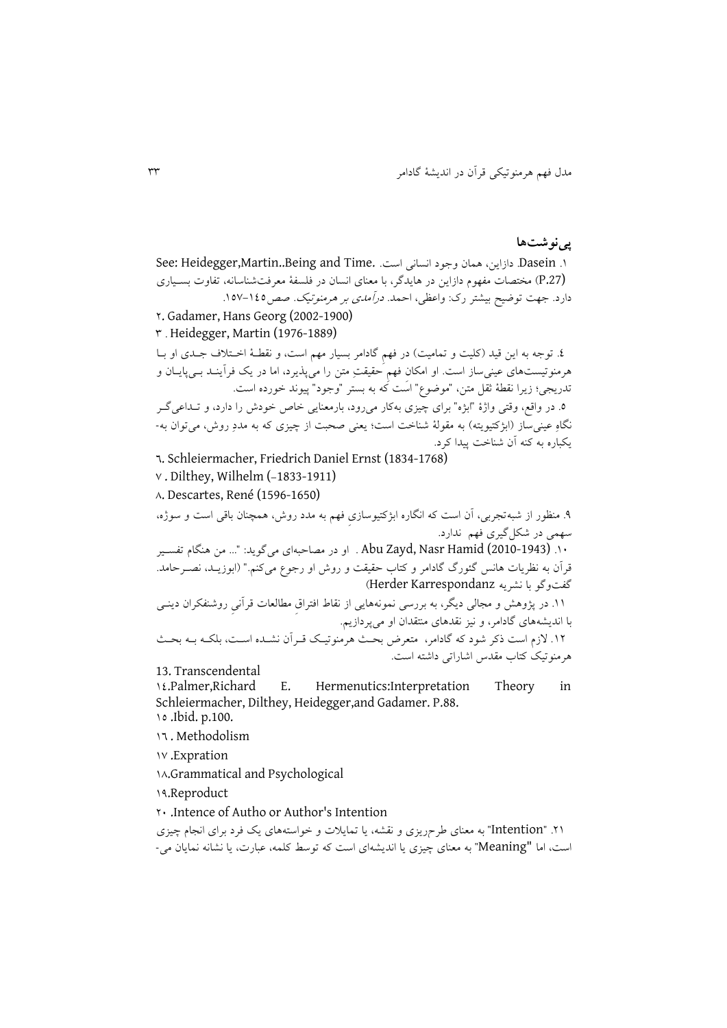## پی‌نوشت‌ها

۱. Dasein. دازاین، همان وجود انسانی است. .See: Heidegger,Martin..Being and Time (P.27) مختصات مفهوم دازاین در هایدگر، با معنای انسان در فلسفهٔ معرفت‌شناسانه، تفاوت بسیاری دارد. جهت توضیح بیشتر رک: واعظی، احمد. *درآمدی بر هرمنوتیک*. صص۱٤٥–۱٥۷.

۲. Gadamer, Hans Georg (2002-1900)

۳. Heidegger, Martin (1976-1889)

٤. توجه به این قید (کلیت و تمامیت) در فهمِ گادامر بسیار مهم است، و نقطهٔ اختلاف جدی او با هرمنوتیست‌های عینی‌ساز است. او امکانِ فهمِ حقیقتِ متن را می‌پذیرد، اما در یک فرآیند بی‌پایان و تدریجی؛ زیرا نقطهٔ ثقل متن، "موضوع" است که به بستر "وجود" پیوند خورده است.

٥. در واقع، وقتی واژهٔ "ابژه" برای چیزی به‌کار می‌رود، بارمعنایی خاص خودش را دارد، و تداعی‌گر نگاهِ عینی‌ساز (ابژکتیویته) به مقولهٔ شناخت است؛ یعنی صحبت از چیزی که به مددِ روش، می‌توان به‌یکباره به کنه آن شناخت پیدا کرد.

٦. Schleiermacher, Friedrich Daniel Ernst (1834-1768)

۷. Dilthey, Wilhelm (–1833-1911)

۸. Descartes, René (1596-1650)

۹. منظور از شبه‌تجربی، آن است که انگاره ابژکتیوسازیِ فهم به مدد روش، همچنان باقی است و سوژه، سهمی در شکل‌گیری فهم ندارد.

۱۰. Abu Zayd, Nasr Hamid (2010-1943) . او در مصاحبه‌ای می‌گوید: "... من هنگام تفسیر قرآن به نظریات هانس گئورگ گادامر و کتاب حقیقت و روش او رجوع می‌کنم." (ابوزید، نصرحامد. گفت‌وگو با نشریه Herder Karrespondanz)

۱۱. در پژوهش و مجالی دیگر، به بررسی نمونه‌هایی از نقاط افتراقِ مطالعات قرآنیِ روشنفکران دینی با اندیشه‌های گادامر، و نیز نقدهای منتقدان او می‌پردازیم.

۱۲. لازم است ذکر شود که گادامر، متعرض بحث هرمنوتیک قرآن نشده است، بلکه به بحث هرمنوتیک کتاب مقدس اشاراتی داشته است.

13. Transcendental

۱٤. Palmer,Richard E. Hermenutics:Interpretation Theory in Schleiermacher, Dilthey, Heidegger,and Gadamer. P.88.

۱٥. Ibid. p.100.

۱٦. Methodolism

۱۷. Expration

۱۸. Grammatical and Psychological

۱۹. Reproduct

۲۰. Intence of Autho or Author's Intention

۲۱. "Intention" به معنای طرح‌ریزی و نقشه، یا تمایلات و خواسته‌های یک فرد برای انجام چیزی است، اما "Meaning" به معنای چیزی یا اندیشه‌ای است که توسط کلمه، عبارت، یا نشانه نمایان می-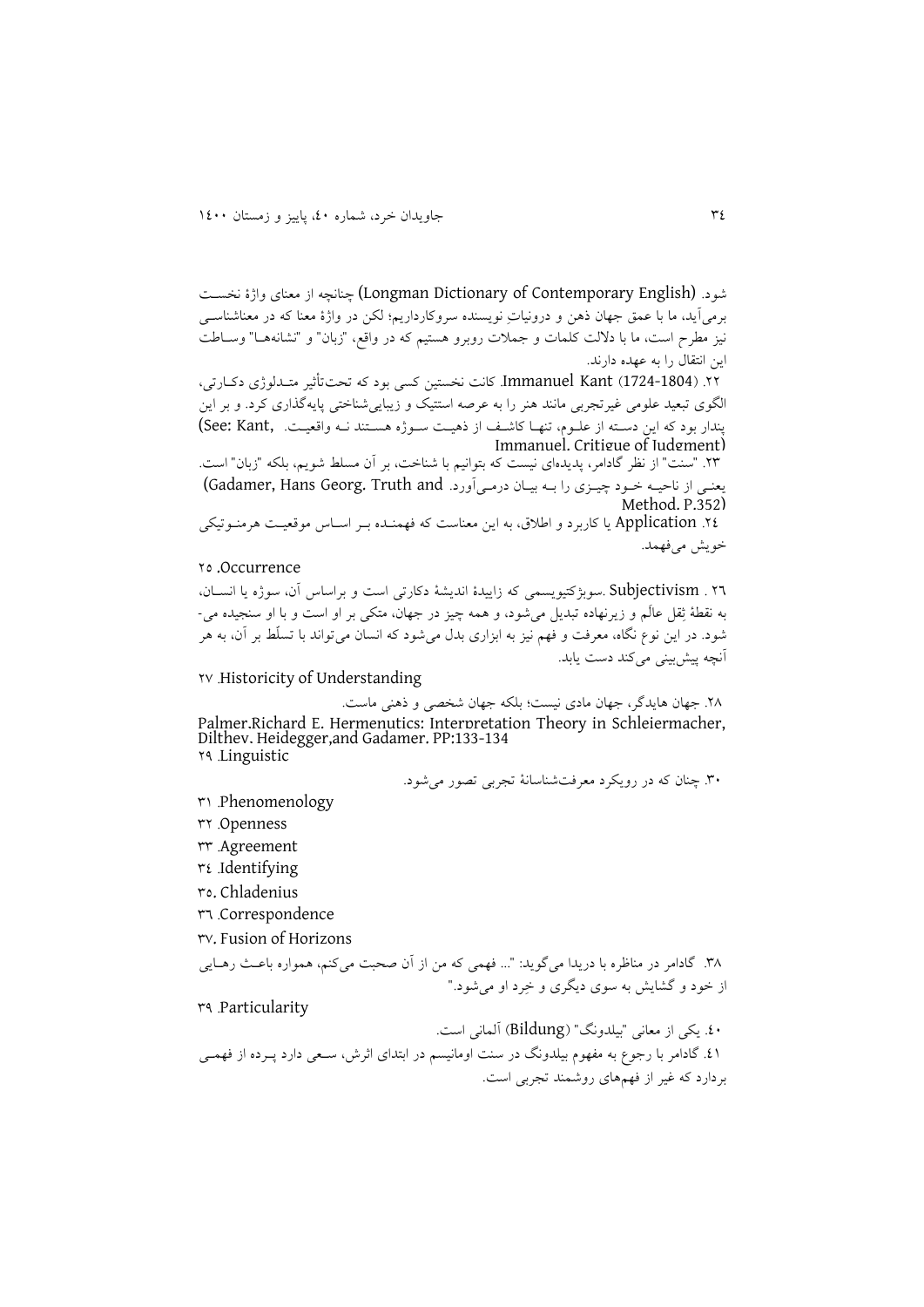شود. (Longman Dictionary of Contemporary English) چنانچه از معنای واژهٔ نخست برمی‌آید، ما با عمق جهان ذهن و درونیاتِ نویسنده سروکارداریم؛ لکن در واژهٔ معنا که در معناشناسی نیز مطرح است، ما با دلالت کلمات و جملات روبرو هستیم که در واقع، "زبان" و "نشانه‌ها" وساطت این انتقال را به عهده دارند.

۲۲. (1724-1804) Immanuel Kant. کانت نخستین کسی بود که تحت‌تأثیر متدلوژی دکارتی، الگوی تبعید علومی غیرتجربی مانند هنر را به عرصه استتیک و زیبایی‌شناختی پایه‌گذاری کرد. و بر این پندار بود که این دسته از علوم، تنها کاشف از ذهنیت سوژه هستند نه واقعیت. (See: Kant, Immanuel. Critique of Judgment)

۲۳. "سنت" از نظر گادامر، پدیده‌ای نیست که بتوانیم با شناخت، بر آن مسلط شویم، بلکه "زبان" است. یعنی از ناحیه خود چیزی را به بیان درمی‌آورد. (Gadamer, Hans Georg. Truth and Method. P.352)

۲٤. Application یا کاربرد و اطلاق، به این معناست که فهمنده بر اساس موقعیت هرمنوتیکی خویش می‌فهمد.

۲٥. Occurrence

۲٦. Subjectivism. سوبژکتیویسمی که زاییدهٔ اندیشهٔ دکارتی است و براساس آن، سوژه یا انسان، به نقطهٔ ثِقل عالَم و زیرنهاده تبدیل می‌شود، و همه چیز در جهان، متکی بر او است و با او سنجیده می‌شود. در این نوع نگاه، معرفت و فهم نیز به ابزاری بدل می‌شود که انسان می‌تواند با تسلّط بر آن، به هر آنچه پیش‌بینی می‌کند دست یابد.

۲۷. Historicity of Understanding

۲۸. جهان هایدگر، جهان مادی نیست؛ بلکه جهان شخصی و ذهنی ماست. Palmer.Richard E. Hermenutics: Interpretation Theory in Schleiermacher, Dilthey, Heidegger,and Gadamer. PP:133-134

۲۹. Linguistic

۳۰. چنان که در رویکرد معرفت‌شناسانهٔ تجربی تصور می‌شود.

۳۱. Phenomenology

۳۲. Openness

۳۳. Agreement

۳٤. Identifying

۳٥. Chladenius

۳٦. Correspondence

۳۷. Fusion of Horizons

۳۸. گادامر در مناظره با دریدا می‌گوید: "... فهمی که من از آن صحبت می‌کنم، همواره باعث رهایی از خود و گشایش به سوی دیگری و خِرد او می‌شود."

۳۹. Particularity

٤۰. یکی از معانی "بیلدونگ" (Bildung) آلمانی است.

٤۱. گادامر با رجوع به مفهوم بیلدونگ در سنت اومانیسم در ابتدای اثرش، سعی دارد پرده از فهمی بردارد که غیر از فهم‌های روشمند تجربی است.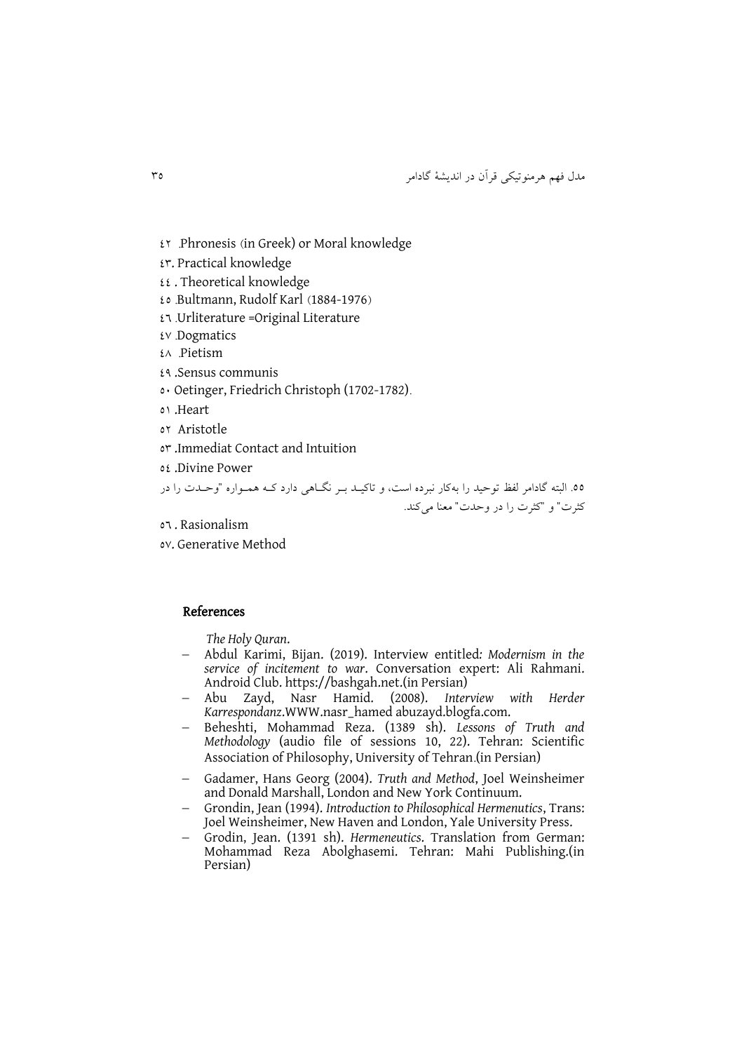٤٢ .Phronesis (in Greek) or Moral knowledge

٤٣. Practical knowledge

٤٤ . Theoretical knowledge

٤٥ .Bultmann, Rudolf Karl (1884-1976)

٤٦ .Urliterature =Original Literature

٤٧ .Dogmatics

٤٨ .Pietism

٤٩ .Sensus communis

٥٠ Oetinger, Friedrich Christoph (1702-1782).

٥١ .Heart

٥٢ Aristotle

٥٣ .Immediat Contact and Intuition

٥٤ .Divine Power

٥٥. البته گادامر لفظ توحید را به‌کار نبرده است، و تاکید بر نگاهی دارد که همواره "وحدت را در کثرت" و "کثرت را در وحدت" معنا می‌کند.

٥٦ . Rasionalism

٥٧. Generative Method

## References

*The Holy Quran*.

- Abdul Karimi, Bijan. (2019). Interview entitled*: Modernism in the service of incitement to war*. Conversation expert: Ali Rahmani. Android Club. https://bashgah.net.(in Persian)
- Abu Zayd, Nasr Hamid. (2008). *Interview with Herder Karrespondanz*.WWW.nasr_hamed abuzayd.blogfa.com.
- Beheshti, Mohammad Reza. (1389 sh). *Lessons of Truth and Methodology* (audio file of sessions 10, 22). Tehran: Scientific Association of Philosophy, University of Tehran.(in Persian)
- Gadamer, Hans Georg (2004). *Truth and Method*, Joel Weinsheimer and Donald Marshall, London and New York Continuum.
- Grondin, Jean (1994). *Introduction to Philosophical Hermenutics*, Trans: Joel Weinsheimer, New Haven and London, Yale University Press.
- Grodin, Jean. (1391 sh). *Hermeneutics*. Translation from German: Mohammad Reza Abolghasemi. Tehran: Mahi Publishing.(in Persian)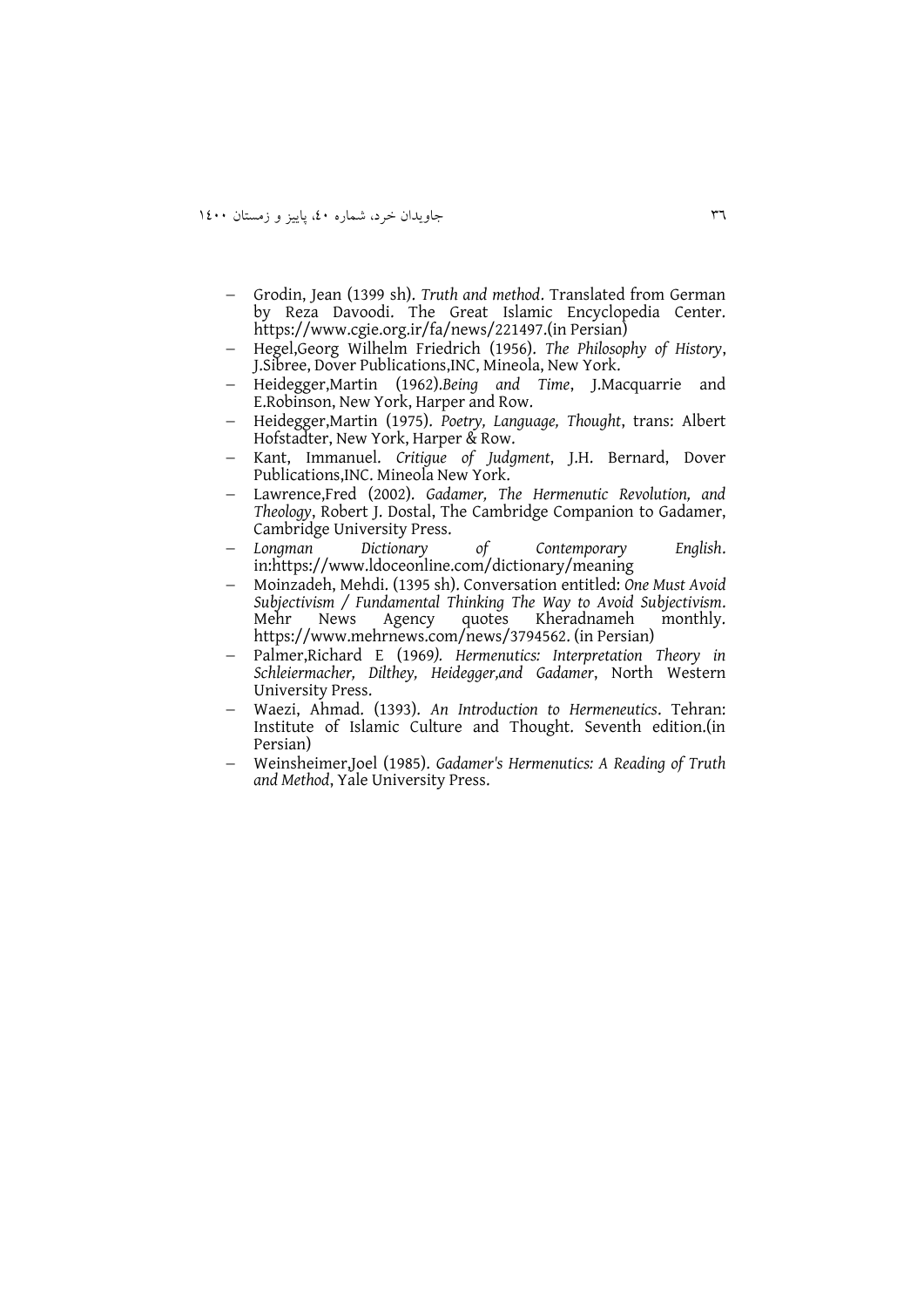- Grodin, Jean (1399 sh). *Truth and method*. Translated from German by Reza Davoodi. The Great Islamic Encyclopedia Center. https://www.cgie.org.ir/fa/news/221497.(in Persian)
- Hegel,Georg Wilhelm Friedrich (1956). *The Philosophy of History*, J.Sibree, Dover Publications,INC, Mineola, New York.
- Heidegger,Martin (1962).*Being and Time*, J.Macquarrie and E.Robinson, New York, Harper and Row.
- Heidegger,Martin (1975). *Poetry, Language, Thought*, trans: Albert Hofstadter, New York, Harper & Row.
- Kant, Immanuel. *Critique of Judgment*, J.H. Bernard, Dover Publications,INC. Mineola New York.
- Lawrence,Fred (2002). *Gadamer, The Hermenutic Revolution, and Theology*, Robert J. Dostal, The Cambridge Companion to Gadamer, Cambridge University Press.
- *Longman Dictionary of Contemporary English*. in:https://www.ldoceonline.com/dictionary/meaning
- Moinzadeh, Mehdi. (1395 sh). Conversation entitled: *One Must Avoid Subjectivism / Fundamental Thinking The Way to Avoid Subjectivism*. Mehr News Agency quotes Kheradnameh monthly. https://www.mehrnews.com/news/3794562. (in Persian)
- Palmer,Richard E (1969). *Hermenutics: Interpretation Theory in Schleiermacher, Dilthey, Heidegger,and Gadamer*, North Western University Press.
- Waezi, Ahmad. (1393). *An Introduction to Hermeneutics*. Tehran: Institute of Islamic Culture and Thought. Seventh edition.(in Persian)
- Weinsheimer,Joel (1985). *Gadamer's Hermenutics: A Reading of Truth and Method*, Yale University Press.